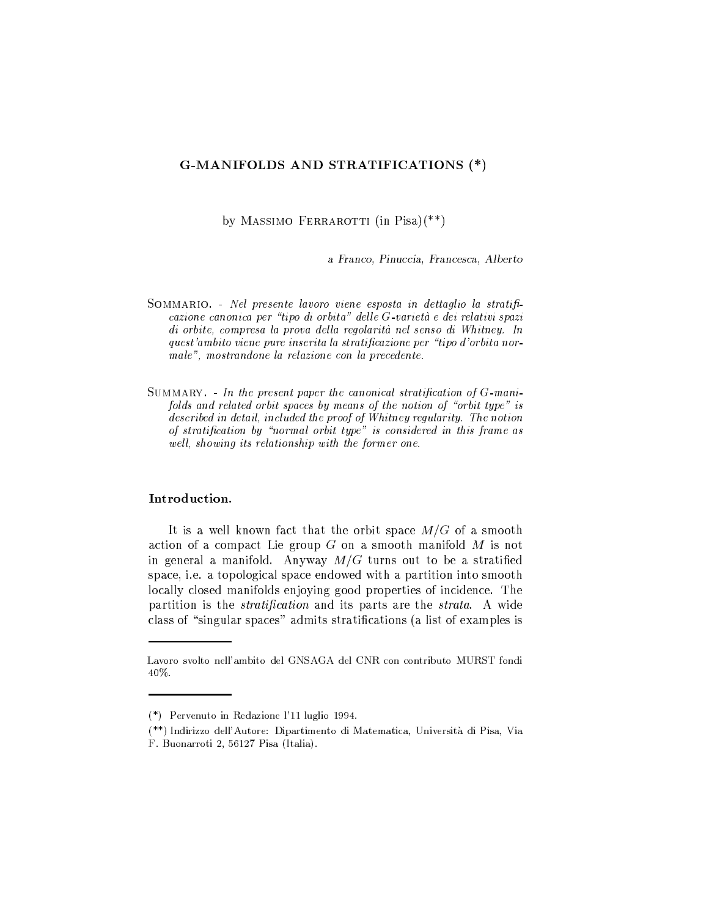# G-MANIFOLDS AND STRATIFICATIONS (*)

by Massimo Ferrarotti (in Pisa)(**)

*a Franco, Pinuccia, Francesca, Alberto*

Sommario. - *Nel presente lavoro viene esposta in dettaglio la stratificazione canonica per "tipo di orbita" delle $G$-varietà e dei relativi spazi di orbite, compresa la prova della regolarità nel senso di Whitney. In quest'ambito viene pure inserita la stratificazione per "tipo d'orbita normale", mostrandone la relazione con la precedente.*

Summary. - *In the present paper the canonical stratification of $G$-manifolds and related orbit spaces by means of the notion of "orbit type" is described in detail, included the proof of Whitney regularity. The notion of stratification by "normal orbit type" is considered in this frame as well, showing its relationship with the former one.*

## Introduction.

It is a well known fact that the orbit space $M/G$ of a smooth action of a compact Lie group $G$ on a smooth manifold $M$ is not in general a manifold. Anyway $M/G$ turns out to be a stratified space, i.e. a topological space endowed with a partition into smooth locally closed manifolds enjoying good properties of incidence. The partition is the *stratification* and its parts are the *strata*. A wide class of "singular spaces" admits stratifications (a list of examples is

---

Lavoro svolto nell'ambito del GNSAGA del CNR con contributo MURST fondi 40%.

---

(*) Pervenuto in Redazione l'11 luglio 1994.

(**) Indirizzo dell'Autore: Dipartimento di Matematica, Università di Pisa, Via F. Buonarroti 2, 56127 Pisa (Italia).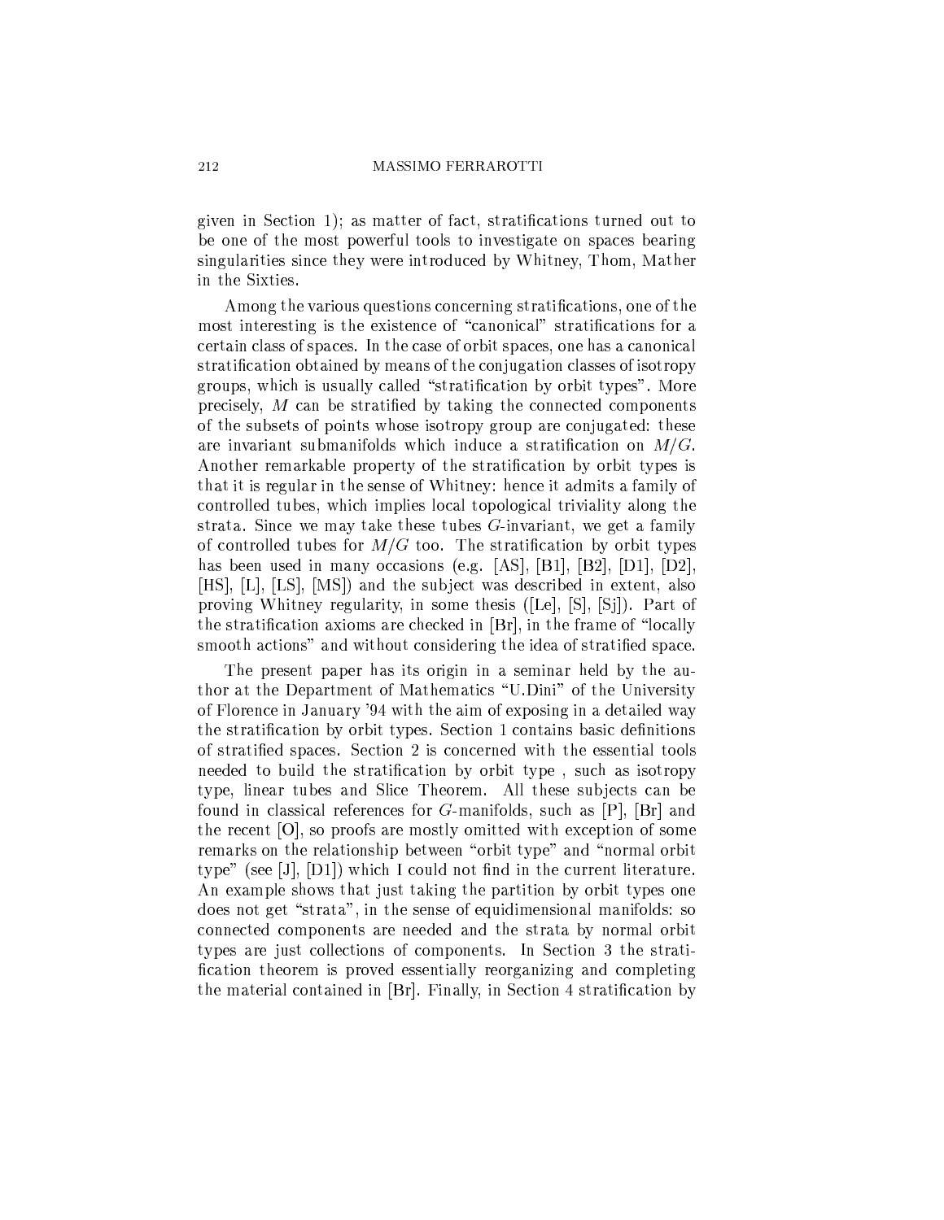given in Section 1); as matter of fact, stratifications turned out to be one of the most powerful tools to investigate on spaces bearing singularities since they were introduced by Whitney, Thom, Mather in the Sixties.

Among the various questions concerning stratifications, one of the most interesting is the existence of "canonical" stratifications for a certain class of spaces. In the case of orbit spaces, one has a canonical stratification obtained by means of the conjugation classes of isotropy groups, which is usually called "stratification by orbit types". More precisely, $M$ can be stratified by taking the connected components of the subsets of points whose isotropy group are conjugated: these are invariant submanifolds which induce a stratification on $M/G$. Another remarkable property of the stratification by orbit types is that it is regular in the sense of Whitney: hence it admits a family of controlled tubes, which implies local topological triviality along the strata. Since we may take these tubes $G$-invariant, we get a family of controlled tubes for $M/G$ too. The stratification by orbit types has been used in many occasions (e.g. [AS], [B1], [B2], [D1], [D2], [HS], [L], [LS], [MS]) and the subject was described in extent, also proving Whitney regularity, in some thesis ([Le], [S], [Sj]). Part of the stratification axioms are checked in [Br], in the frame of "locally smooth actions" and without considering the idea of stratified space.

The present paper has its origin in a seminar held by the author at the Department of Mathematics "U.Dini" of the University of Florence in January '94 with the aim of exposing in a detailed way the stratification by orbit types. Section 1 contains basic definitions of stratified spaces. Section 2 is concerned with the essential tools needed to build the stratification by orbit type , such as isotropy type, linear tubes and Slice Theorem. All these subjects can be found in classical references for $G$-manifolds, such as [P], [Br] and the recent [O], so proofs are mostly omitted with exception of some remarks on the relationship between "orbit type" and "normal orbit type" (see [J], [D1]) which I could not find in the current literature. An example shows that just taking the partition by orbit types one does not get "strata", in the sense of equidimensional manifolds: so connected components are needed and the strata by normal orbit types are just collections of components. In Section 3 the stratification theorem is proved essentially reorganizing and completing the material contained in [Br]. Finally, in Section 4 stratification by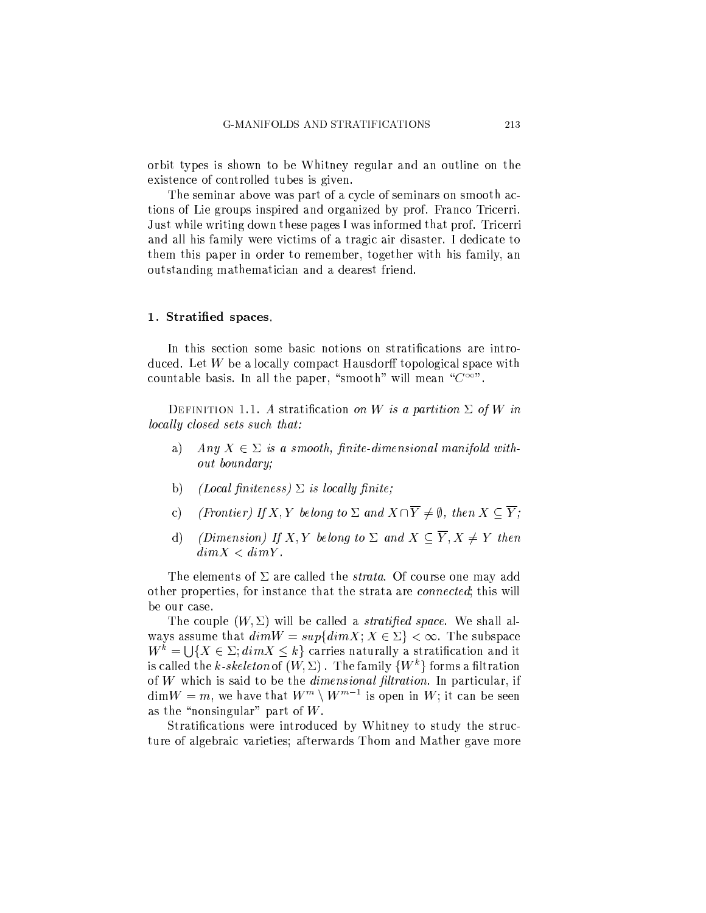orbit types is shown to be Whitney regular and an outline on the existence of controlled tubes is given.

The seminar above was part of a cycle of seminars on smooth actions of Lie groups inspired and organized by prof. Franco Tricerri. Just while writing down these pages I was informed that prof. Tricerri and all his family were victims of a tragic air disaster. I dedicate to them this paper in order to remember, together with his family, an outstanding mathematician and a dearest friend.

## 1. Stratified spaces.

In this section some basic notions on stratifications are introduced. Let $W$ be a locally compact Hausdorff topological space with countable basis. In all the paper, "smooth" will mean "$C^\infty$".

DEFINITION 1.1. *A* stratification *on $W$ is a partition $\Sigma$ of $W$ in locally closed sets such that:*

a) *Any $X \in \Sigma$ is a smooth, finite-dimensional manifold without boundary;*

b) *(Local finiteness) $\Sigma$ is locally finite;*

c) *(Frontier) If $X, Y$ belong to $\Sigma$ and $X \cap \overline{Y} \neq \emptyset$, then $X \subseteq \overline{Y}$;*

d) *(Dimension) If $X, Y$ belong to $\Sigma$ and $X \subseteq \overline{Y}, X \neq Y$ then $dim X < dim Y$.*

The elements of $\Sigma$ are called the *strata*. Of course one may add other properties, for instance that the strata are *connected*; this will be our case.

The couple $(W, \Sigma)$ will be called a *stratified space*. We shall always assume that $dim W = sup\{dim X; X \in \Sigma\} < \infty$. The subspace $W^k = \bigcup\{X \in \Sigma; dim X \leq k\}$ carries naturally a stratification and it is called the *k-skeleton* of $(W, \Sigma)$. The family $\{W^k\}$ forms a filtration of $W$ which is said to be the *dimensional filtration*. In particular, if $\dim W = m$, we have that $W^m \setminus W^{m-1}$ is open in $W$; it can be seen as the "nonsingular" part of $W$.

Stratifications were introduced by Whitney to study the structure of algebraic varieties; afterwards Thom and Mather gave more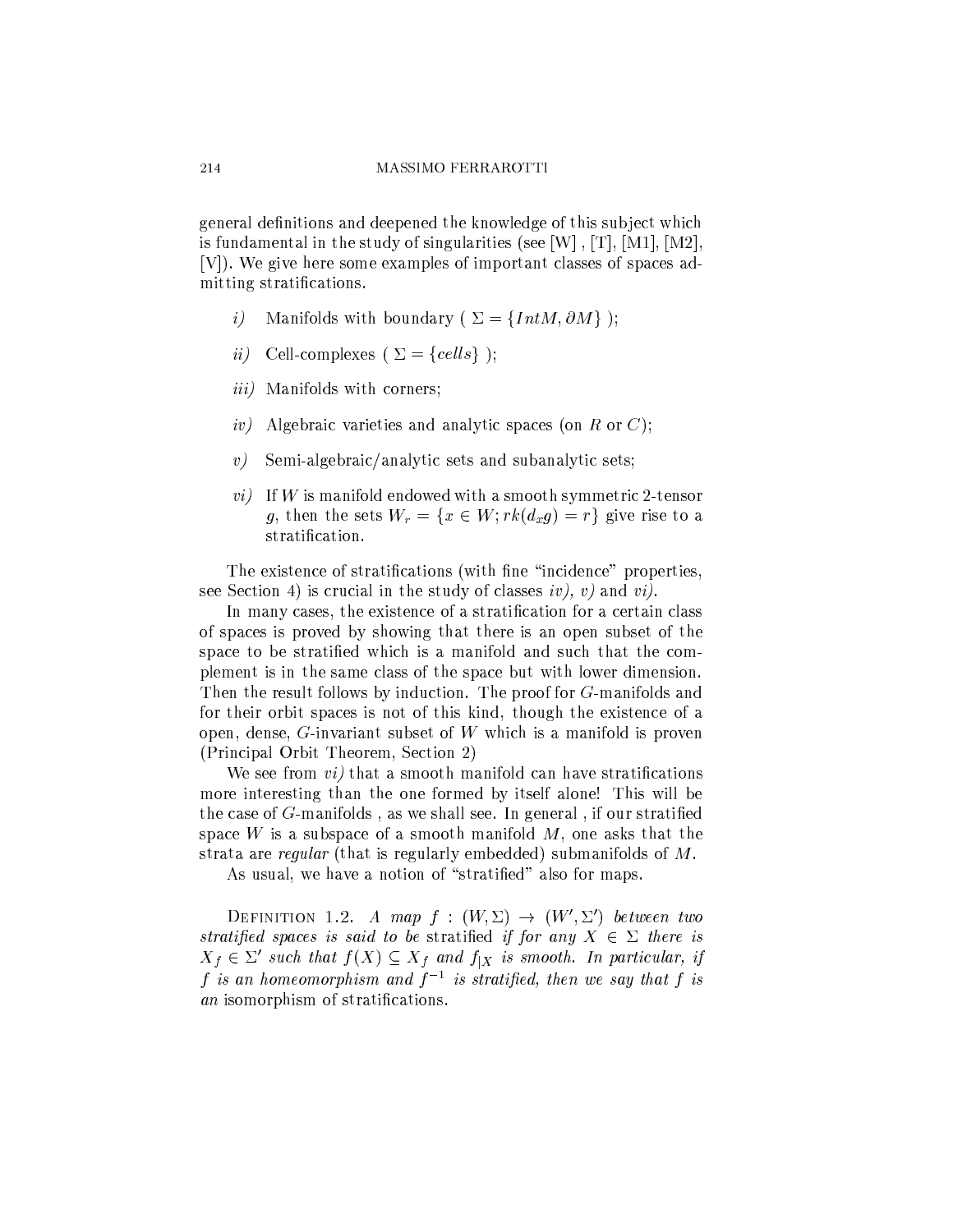general definitions and deepened the knowledge of this subject which is fundamental in the study of singularities (see [W] , [T], [M1], [M2], [V]). We give here some examples of important classes of spaces admitting stratifications.

*i)* Manifolds with boundary ( $\Sigma = \{IntM, \partial M\}$ );

*ii)* Cell-complexes ( $\Sigma = \{cells\}$ );

*iii)* Manifolds with corners;

*iv)* Algebraic varieties and analytic spaces (on $R$ or $C$);

*v)* Semi-algebraic/analytic sets and subanalytic sets;

*vi)* If $W$ is manifold endowed with a smooth symmetric 2-tensor $g$, then the sets $W_r = \{x \in W; rk(d_x g) = r\}$ give rise to a stratification.

The existence of stratifications (with fine "incidence" properties, see Section 4) is crucial in the study of classes *iv), v)* and *vi)*.

In many cases, the existence of a stratification for a certain class of spaces is proved by showing that there is an open subset of the space to be stratified which is a manifold and such that the complement is in the same class of the space but with lower dimension. Then the result follows by induction. The proof for $G$-manifolds and for their orbit spaces is not of this kind, though the existence of a open, dense, $G$-invariant subset of $W$ which is a manifold is proven (Principal Orbit Theorem, Section 2)

We see from *vi)* that a smooth manifold can have stratifications more interesting than the one formed by itself alone! This will be the case of $G$-manifolds , as we shall see. In general , if our stratified space $W$ is a subspace of a smooth manifold $M$, one asks that the strata are *regular* (that is regularly embedded) submanifolds of $M$.

As usual, we have a notion of "stratified" also for maps.

Definition 1.2. *A map $f : (W, \Sigma) \to (W', \Sigma')$ between two stratified spaces is said to be* stratified *if for any $X \in \Sigma$ there is $X_f \in \Sigma'$ such that $f(X) \subseteq X_f$ and $f_{|X}$ is smooth. In particular, if $f$ is an homeomorphism and $f^{-1}$ is stratified, then we say that $f$ is an* isomorphism of stratifications.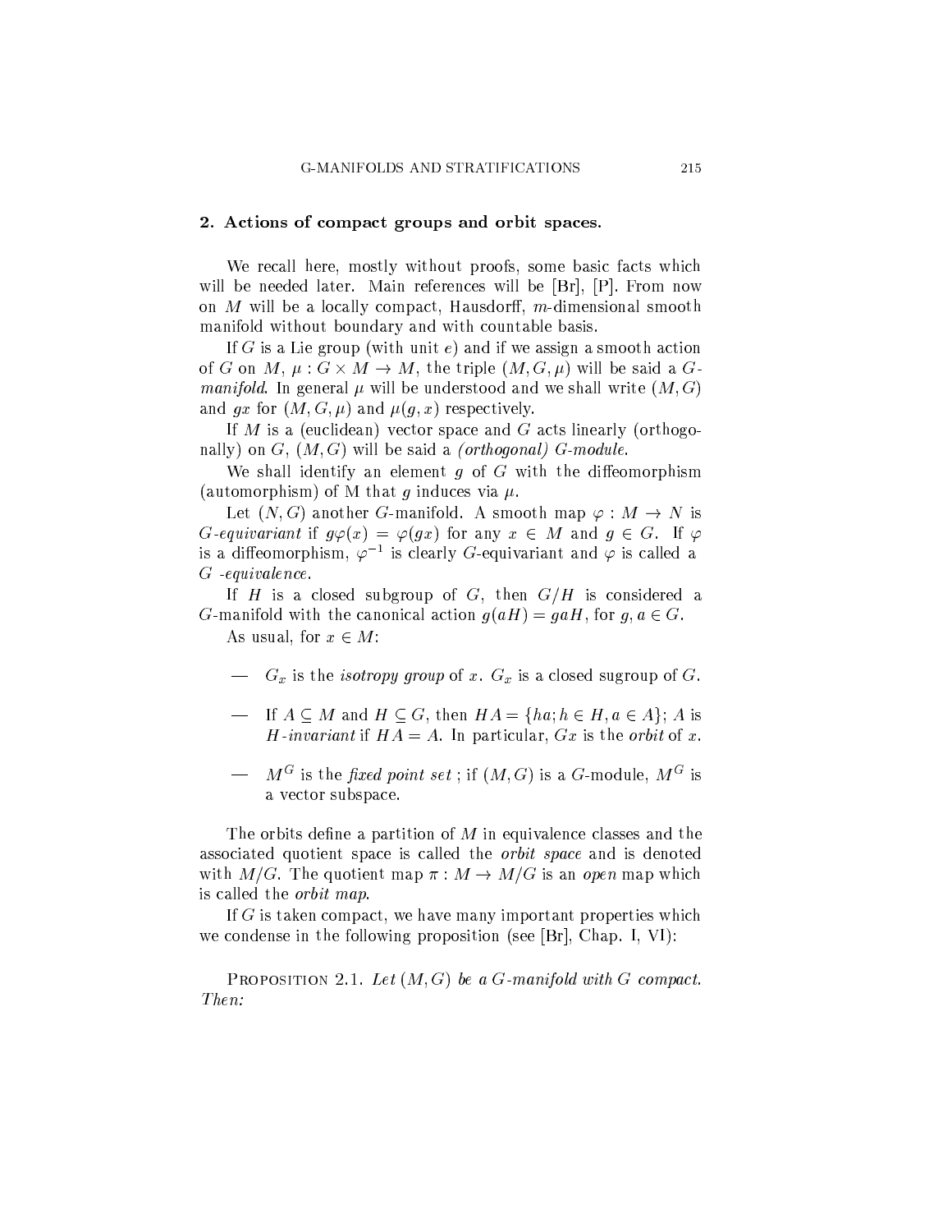## 2. Actions of compact groups and orbit spaces.

We recall here, mostly without proofs, some basic facts which will be needed later. Main references will be [Br], [P]. From now on $M$ will be a locally compact, Hausdorff, $m$-dimensional smooth manifold without boundary and with countable basis.

If $G$ is a Lie group (with unit $e$) and if we assign a smooth action of $G$ on $M$, $\mu : G \times M \to M$, the triple $(M, G, \mu)$ will be said a *$G$-manifold*. In general $\mu$ will be understood and we shall write $(M, G)$ and $gx$ for $(M, G, \mu)$ and $\mu(g, x)$ respectively.

If $M$ is a (euclidean) vector space and $G$ acts linearly (orthogonally) on $G$, $(M, G)$ will be said a *(orthogonal) $G$-module*.

We shall identify an element $g$ of $G$ with the diffeomorphism (automorphism) of M that $g$ induces via $\mu$.

Let $(N, G)$ another $G$-manifold. A smooth map $\varphi : M \to N$ is *$G$-equivariant* if $g\varphi(x) = \varphi(gx)$ for any $x \in M$ and $g \in G$. If $\varphi$ is a diffeomorphism, $\varphi^{-1}$ is clearly $G$-equivariant and $\varphi$ is called a *$G$-equivalence*.

If $H$ is a closed subgroup of $G$, then $G/H$ is considered a $G$-manifold with the canonical action $g(aH) = gaH$, for $g, a \in G$.

As usual, for $x \in M$:

- $G_x$ is the *isotropy group* of $x$. $G_x$ is a closed sugroup of $G$.
- If $A \subseteq M$ and $H \subseteq G$, then $HA = \{ha; h \in H, a \in A\}$; $A$ is *$H$-invariant* if $HA = A$. In particular, $Gx$ is the *orbit* of $x$.
- $M^G$ is the *fixed point set* ; if $(M, G)$ is a $G$-module, $M^G$ is a vector subspace.

The orbits define a partition of $M$ in equivalence classes and the associated quotient space is called the *orbit space* and is denoted with $M/G$. The quotient map $\pi : M \to M/G$ is an *open* map which is called the *orbit map*.

If $G$ is taken compact, we have many important properties which we condense in the following proposition (see [Br], Chap. I, VI):

Proposition 2.1. *Let $(M, G)$ be a $G$-manifold with $G$ compact. Then:*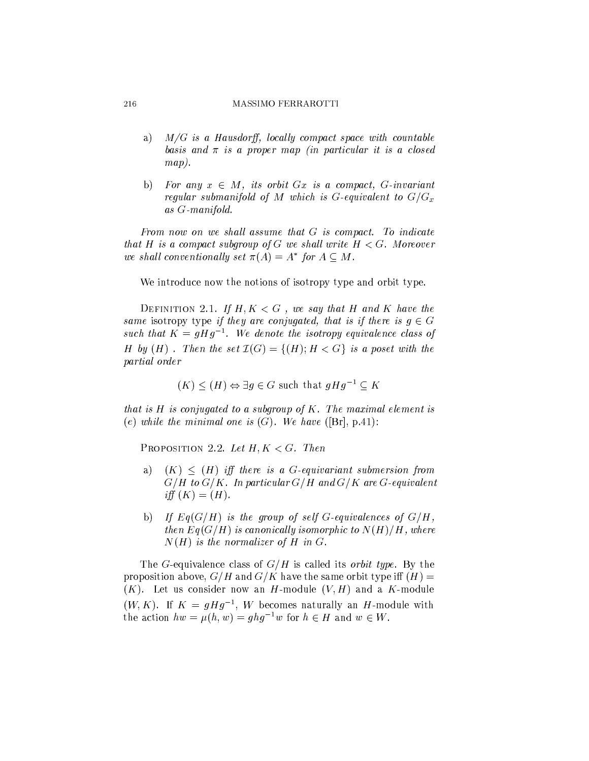a) *$M/G$ is a Hausdorff, locally compact space with countable basis and $\pi$ is a proper map (in particular it is a closed map).*

b) *For any $x \in M$, its orbit $Gx$ is a compact, $G$-invariant regular submanifold of $M$ which is $G$-equivalent to $G/G_x$ as $G$-manifold.*

*From now on we shall assume that $G$ is compact. To indicate that $H$ is a compact subgroup of $G$ we shall write $H < G$. Moreover we shall conventionally set $\pi(A) = A^*$ for $A \subseteq M$.*

We introduce now the notions of isotropy type and orbit type.

Definition 2.1. *If $H, K < G$ , we say that $H$ and $K$ have the same* isotropy type *if they are conjugated, that is if there is $g \in G$ such that $K = gHg^{-1}$. We denote the isotropy equivalence class of $H$ by $(H)$ . Then the set $\mathcal{I}(G) = \{(H); H < G\}$ is a poset with the partial order*

$$(K) \leq (H) \Leftrightarrow \exists g \in G \text{ such that } gHg^{-1} \subseteq K$$

*that is $H$ is conjugated to a subgroup of $K$. The maximal element is $(e)$ while the minimal one is $(G)$. We have* ([Br], p.41):

Proposition 2.2. *Let $H, K < G$. Then*

a) *$(K) \leq (H)$ iff there is a $G$-equivariant submersion from $G/H$ to $G/K$. In particular $G/H$ and $G/K$ are $G$-equivalent iff $(K) = (H)$.*

b) *If $Eq(G/H)$ is the group of self $G$-equivalences of $G/H$, then $Eq(G/H)$ is canonically isomorphic to $N(H)/H$, where $N(H)$ is the normalizer of $H$ in $G$.*

The $G$-equivalence class of $G/H$ is called its *orbit type*. By the proposition above, $G/H$ and $G/K$ have the same orbit type iff $(H) = (K)$. Let us consider now an $H$-module $(V, H)$ and a $K$-module $(W, K)$. If $K = gHg^{-1}$, $W$ becomes naturally an $H$-module with the action $hw = \mu(h, w) = ghg^{-1}w$ for $h \in H$ and $w \in W$.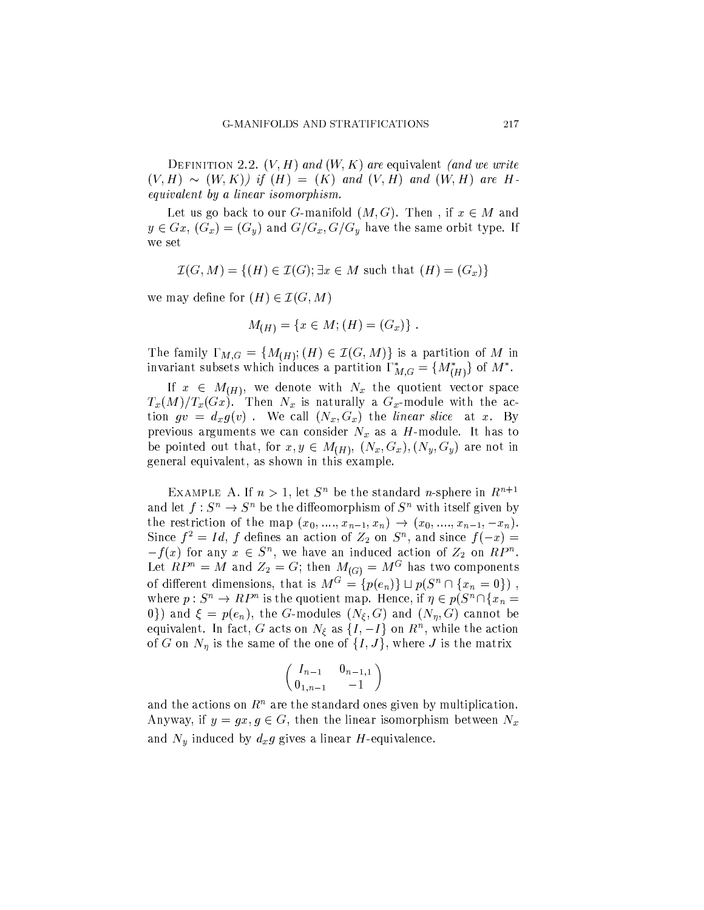DEFINITION 2.2. $(V, H)$ *and* $(W, K)$ *are* equivalent *(and we write* $(V, H) \sim (W, K)$*) if* $(H) = (K)$ *and* $(V, H)$ *and* $(W, H)$ *are* $H$*-equivalent by a linear isomorphism.*

Let us go back to our $G$-manifold $(M, G)$. Then , if $x \in M$ and $y \in Gx$, $(G_x) = (G_y)$ and $G/G_x, G/G_y$ have the same orbit type. If we set

$$\mathcal{I}(G, M) = \{(H) \in \mathcal{I}(G); \exists x \in M \text{ such that } (H) = (G_x)\}$$

we may define for $(H) \in \mathcal{I}(G, M)$

$$M_{(H)} = \{x \in M; (H) = (G_x)\} .$$

The family $\Gamma_{M,G} = \{M_{(H)}; (H) \in \mathcal{I}(G, M)\}$ is a partition of $M$ in invariant subsets which induces a partition $\Gamma^*_{M,G} = \{M^*_{(H)}\}$ of $M^*$.

If $x \in M_{(H)}$, we denote with $N_x$ the quotient vector space $T_x(M)/T_x(Gx)$. Then $N_x$ is naturally a $G_x$-module with the action $gv = d_x g(v)$ . We call $(N_x, G_x)$ the *linear slice* at $x$. By previous arguments we can consider $N_x$ as a $H$-module. It has to be pointed out that, for $x, y \in M_{(H)}$, $(N_x, G_x), (N_y, G_y)$ are not in general equivalent, as shown in this example.

EXAMPLE A. If $n > 1$, let $S^n$ be the standard $n$-sphere in $R^{n+1}$ and let $f : S^n \to S^n$ be the diffeomorphism of $S^n$ with itself given by the restriction of the map $(x_0, ...., x_{n-1}, x_n) \to (x_0, ...., x_{n-1}, -x_n)$. Since $f^2 = Id$, $f$ defines an action of $Z_2$ on $S^n$, and since $f(-x) = -f(x)$ for any $x \in S^n$, we have an induced action of $Z_2$ on $RP^n$. Let $RP^n = M$ and $Z_2 = G$; then $M_{(G)} = M^G$ has two components of different dimensions, that is $M^G = \{p(e_n)\} \sqcup p(S^n \cap \{x_n = 0\})$ , where $p : S^n \to RP^n$ is the quotient map. Hence, if $\eta \in p(S^n \cap \{x_n = 0\})$ and $\xi = p(e_n)$, the $G$-modules $(N_\xi, G)$ and $(N_\eta, G)$ cannot be equivalent. In fact, $G$ acts on $N_\xi$ as $\{I, -I\}$ on $R^n$, while the action of $G$ on $N_\eta$ is the same of the one of $\{I, J\}$, where $J$ is the matrix

$$\begin{pmatrix} I_{n-1} & 0_{n-1,1} \\ 0_{1,n-1} & -1 \end{pmatrix}$$

and the actions on $R^n$ are the standard ones given by multiplication. Anyway, if $y = gx, g \in G$, then the linear isomorphism between $N_x$ and $N_y$ induced by $d_x g$ gives a linear $H$-equivalence.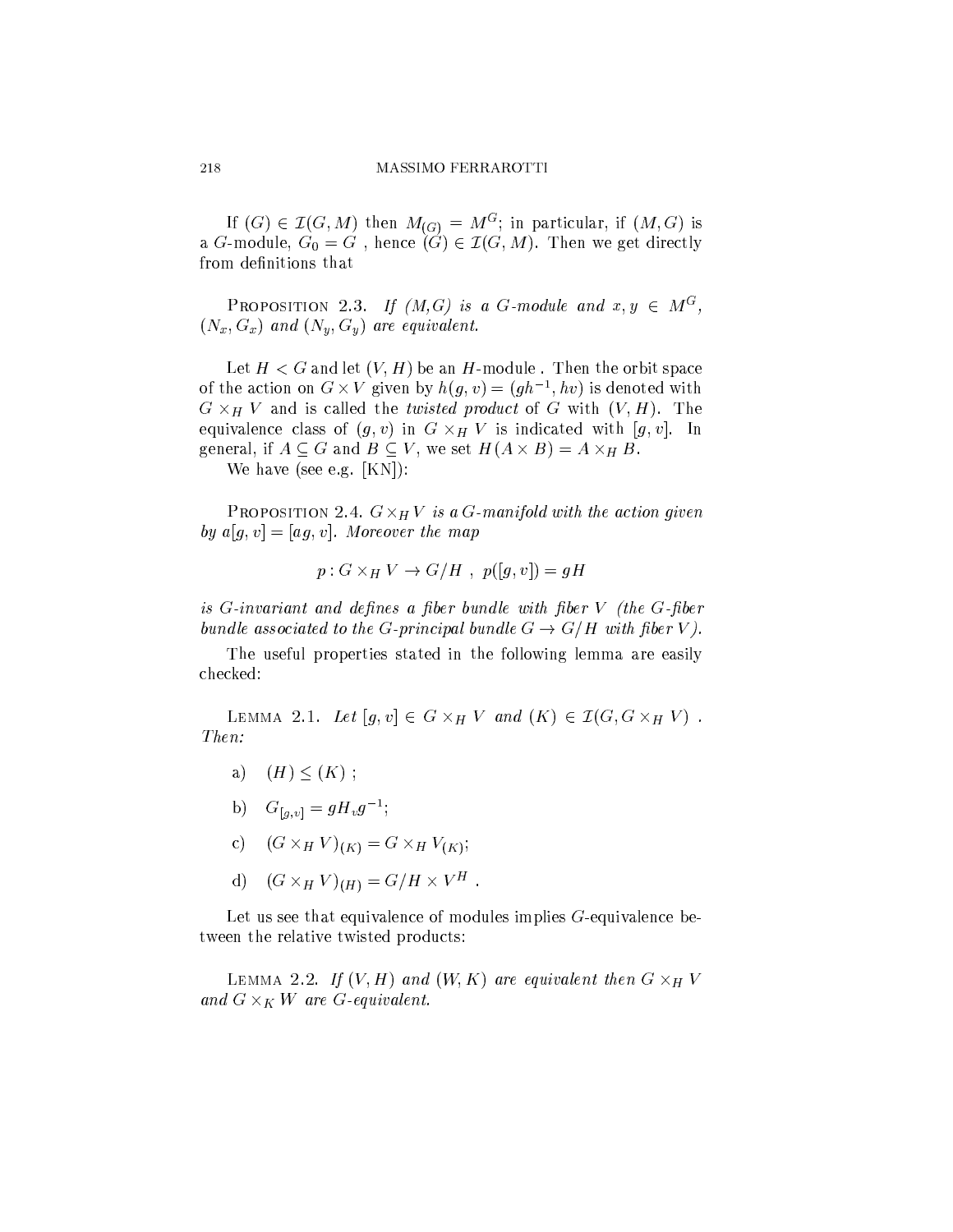If $(G) \in \mathcal{I}(G, M)$ then $M_{(G)} = M^G$; in particular, if $(M, G)$ is a $G$-module, $G_0 = G$ , hence $(G) \in \mathcal{I}(G, M)$. Then we get directly from definitions that

**Proposition 2.3.** *If $(M,G)$ is a $G$-module and $x, y \in M^G$, $(N_x, G_x)$ and $(N_y, G_y)$ are equivalent.*

Let $H < G$ and let $(V, H)$ be an $H$-module . Then the orbit space of the action on $G \times V$ given by $h(g, v) = (gh^{-1}, hv)$ is denoted with $G \times_H V$ and is called the *twisted product* of $G$ with $(V, H)$. The equivalence class of $(g, v)$ in $G \times_H V$ is indicated with $[g, v]$. In general, if $A \subseteq G$ and $B \subseteq V$, we set $H(A \times B) = A \times_H B$.

We have (see e.g. [KN]):

**Proposition 2.4.** *$G \times_H V$ is a $G$-manifold with the action given by $a[g, v] = [ag, v]$. Moreover the map*

$$p : G \times_H V \to G/H \ , \ p([g, v]) = gH$$

*is $G$-invariant and defines a fiber bundle with fiber $V$ (the $G$-fiber bundle associated to the $G$-principal bundle $G \to G/H$ with fiber $V$).*

The useful properties stated in the following lemma are easily checked:

**Lemma 2.1.** *Let $[g, v] \in G \times_H V$ and $(K) \in \mathcal{I}(G, G \times_H V)$ . Then:*

a) $(H) \leq (K)$ ;

b) $G_{[g,v]} = gH_v g^{-1}$;

c) $(G \times_H V)_{(K)} = G \times_H V_{(K)}$;

d) $(G \times_H V)_{(H)} = G/H \times V^H$ .

Let us see that equivalence of modules implies $G$-equivalence between the relative twisted products:

**Lemma 2.2.** *If $(V, H)$ and $(W, K)$ are equivalent then $G \times_H V$ and $G \times_K W$ are $G$-equivalent.*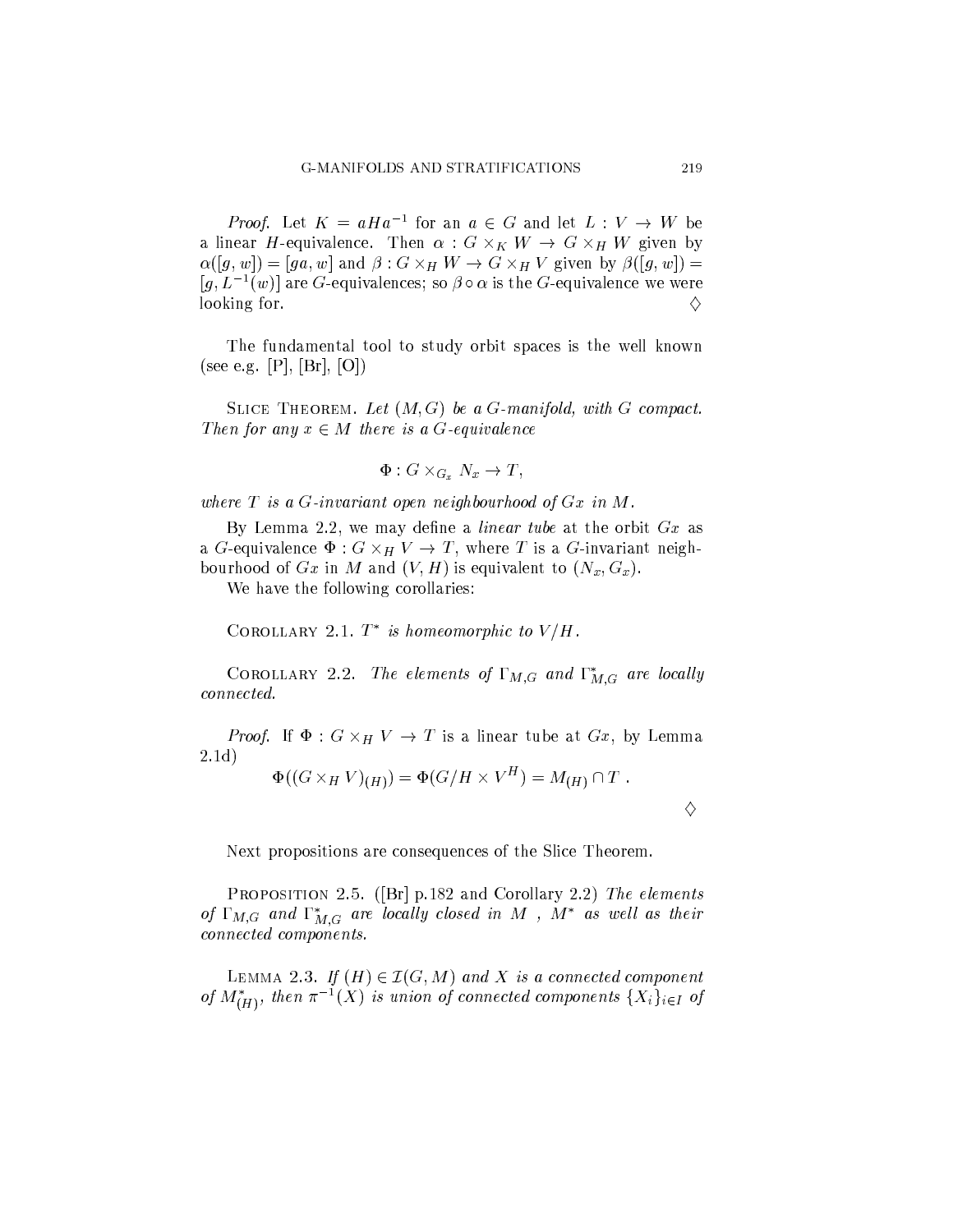*Proof.* Let $K = aHa^{-1}$ for an $a \in G$ and let $L : V \to W$ be a linear $H$-equivalence. Then $\alpha : G \times_K W \to G \times_H W$ given by $\alpha([g, w]) = [ga, w]$ and $\beta : G \times_H W \to G \times_H V$ given by $\beta([g, w]) = [g, L^{-1}(w)]$ are $G$-equivalences; so $\beta \circ \alpha$ is the $G$-equivalence we were looking for. $\diamondsuit$

The fundamental tool to study orbit spaces is the well known (see e.g. [P], [Br], [O])

Slice Theorem. *Let $(M, G)$ be a $G$-manifold, with $G$ compact. Then for any $x \in M$ there is a $G$-equivalence*

$$\Phi : G \times_{G_x} N_x \to T,$$

*where $T$ is a $G$-invariant open neighbourhood of $Gx$ in $M$.*

By Lemma 2.2, we may define a *linear tube* at the orbit $Gx$ as a $G$-equivalence $\Phi : G \times_H V \to T$, where $T$ is a $G$-invariant neighbourhood of $Gx$ in $M$ and $(V, H)$ is equivalent to $(N_x, G_x)$.

We have the following corollaries:

Corollary 2.1. *$T^*$ is homeomorphic to $V/H$.*

Corollary 2.2. *The elements of $\Gamma_{M,G}$ and $\Gamma^*_{M,G}$ are locally connected.*

*Proof.* If $\Phi : G \times_H V \to T$ is a linear tube at $Gx$, by Lemma 2.1d)

$$\Phi((G \times_H V)_{(H)}) = \Phi(G/H \times V^H) = M_{(H)} \cap T\ .$$

$\diamondsuit$

Next propositions are consequences of the Slice Theorem.

Proposition 2.5. ([Br] p.182 and Corollary 2.2) *The elements of $\Gamma_{M,G}$ and $\Gamma^*_{M,G}$ are locally closed in $M$ , $M^*$ as well as their connected components.*

Lemma 2.3. *If $(H) \in \mathcal{I}(G, M)$ and $X$ is a connected component of $M^*_{(H)}$, then $\pi^{-1}(X)$ is union of connected components $\{X_i\}_{i \in I}$ of*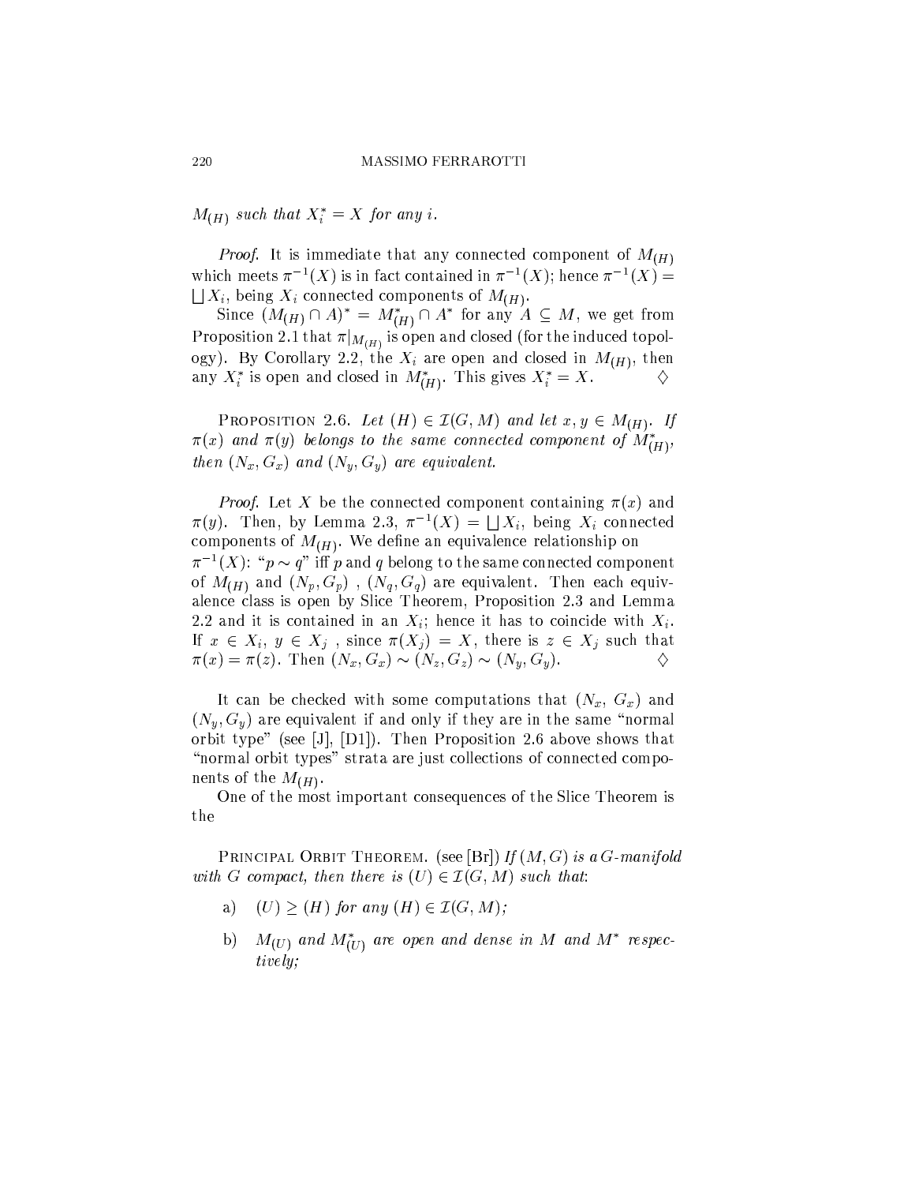$M_{(H)}$ *such that* $X_i^* = X$ *for any* $i$.

*Proof.* It is immediate that any connected component of $M_{(H)}$ which meets $\pi^{-1}(X)$ is in fact contained in $\pi^{-1}(X)$; hence $\pi^{-1}(X) = \bigsqcup X_i$, being $X_i$ connected components of $M_{(H)}$.

Since $(M_{(H)} \cap A)^* = M^*_{(H)} \cap A^*$ for any $A \subseteq M$, we get from Proposition 2.1 that $\pi|_{M_{(H)}}$ is open and closed (for the induced topology). By Corollary 2.2, the $X_i$ are open and closed in $M_{(H)}$, then any $X_i^*$ is open and closed in $M^*_{(H)}$. This gives $X_i^* = X$. $\diamondsuit$

Proposition 2.6. *Let* $(H) \in \mathcal{I}(G, M)$ *and let* $x, y \in M_{(H)}$. *If* $\pi(x)$ *and* $\pi(y)$ *belongs to the same connected component of* $M^*_{(H)}$, *then* $(N_x, G_x)$ *and* $(N_y, G_y)$ *are equivalent.*

*Proof.* Let $X$ be the connected component containing $\pi(x)$ and $\pi(y)$. Then, by Lemma 2.3, $\pi^{-1}(X) = \bigsqcup X_i$, being $X_i$ connected components of $M_{(H)}$. We define an equivalence relationship on $\pi^{-1}(X)$: "$p \sim q$" iff $p$ and $q$ belong to the same connected component of $M_{(H)}$ and $(N_p, G_p)$ , $(N_q, G_q)$ are equivalent. Then each equivalence class is open by Slice Theorem, Proposition 2.3 and Lemma 2.2 and it is contained in an $X_i$; hence it has to coincide with $X_i$. If $x \in X_i$, $y \in X_j$ , since $\pi(X_j) = X$, there is $z \in X_j$ such that $\pi(x) = \pi(z)$. Then $(N_x, G_x) \sim (N_z, G_z) \sim (N_y, G_y)$. $\diamondsuit$

It can be checked with some computations that $(N_x, G_x)$ and $(N_y, G_y)$ are equivalent if and only if they are in the same "normal orbit type" (see [J], [D1]). Then Proposition 2.6 above shows that "normal orbit types" strata are just collections of connected components of the $M_{(H)}$.

One of the most important consequences of the Slice Theorem is the

Principal Orbit Theorem. (see [Br]) *If* $(M, G)$ *is a* $G$*-manifold with* $G$ *compact, then there is* $(U) \in \mathcal{I}(G, M)$ *such that*:

a) $(U) \geq (H)$ *for any* $(H) \in \mathcal{I}(G, M)$;

b) $M_{(U)}$ *and* $M^*_{(U)}$ *are open and dense in* $M$ *and* $M^*$ *respectively;*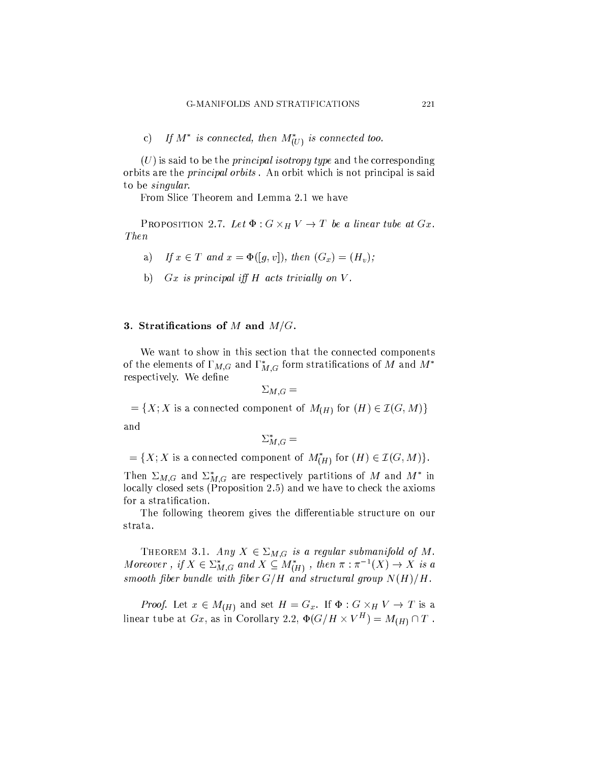c) *If $M^*$ is connected, then $M^*_{(U)}$ is connected too.*

$(U)$ is said to be the *principal isotropy type* and the corresponding orbits are the *principal orbits*. An orbit which is not principal is said to be *singular*.

From Slice Theorem and Lemma 2.1 we have

Proposition 2.7. *Let $\Phi : G \times_H V \to T$ be a linear tube at $Gx$. Then*

a) *If $x \in T$ and $x = \Phi([g, v])$, then $(G_x) = (H_v)$;*

b) *$Gx$ is principal iff $H$ acts trivially on $V$.*

## 3. Stratifications of $M$ and $M/G$.

We want to show in this section that the connected components of the elements of $\Gamma_{M,G}$ and $\Gamma^*_{M,G}$ form stratifications of $M$ and $M^*$ respectively. We define

$$\Sigma_{M,G} =$$

$$= \{X; X \text{ is a connected component of } M_{(H)} \text{ for } (H) \in \mathcal{I}(G, M)\}$$

and

$$\Sigma^*_{M,G} =$$

$$= \{X; X \text{ is a connected component of } M^*_{(H)} \text{ for } (H) \in \mathcal{I}(G, M)\}.$$

Then $\Sigma_{M,G}$ and $\Sigma^*_{M,G}$ are respectively partitions of $M$ and $M^*$ in locally closed sets (Proposition 2.5) and we have to check the axioms for a stratification.

The following theorem gives the differentiable structure on our strata.

Theorem 3.1. *Any $X \in \Sigma_{M,G}$ is a regular submanifold of $M$. Moreover, if $X \in \Sigma^*_{M,G}$ and $X \subseteq M^*_{(H)}$, then $\pi : \pi^{-1}(X) \to X$ is a smooth fiber bundle with fiber $G/H$ and structural group $N(H)/H$.*

*Proof.* Let $x \in M_{(H)}$ and set $H = G_x$. If $\Phi : G \times_H V \to T$ is a linear tube at $Gx$, as in Corollary 2.2, $\Phi(G/H \times V^H) = M_{(H)} \cap T$.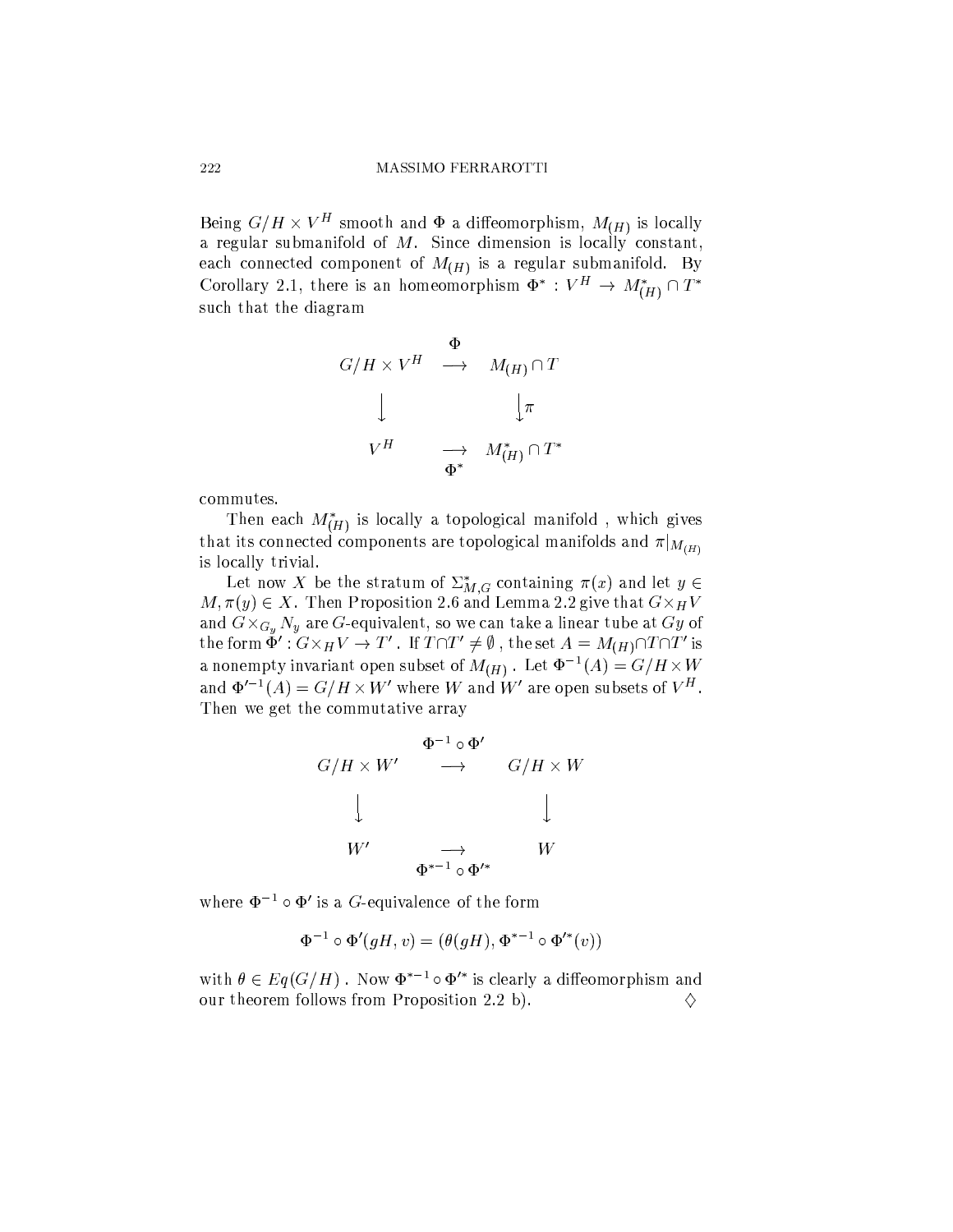Being $G/H \times V^H$ smooth and $\Phi$ a diffeomorphism, $M_{(H)}$ is locally a regular submanifold of $M$. Since dimension is locally constant, each connected component of $M_{(H)}$ is a regular submanifold. By Corollary 2.1, there is an homeomorphism $\Phi^* : V^H \to M^*_{(H)} \cap T^*$ such that the diagram

$$\begin{array}{ccc} G/H \times V^H & \stackrel{\Phi}{\longrightarrow} & M_{(H)} \cap T \\ \downarrow & & \downarrow \pi \\ V^H & \underset{\Phi^*}{\longrightarrow} & M^*_{(H)} \cap T^* \end{array}$$

commutes.

Then each $M^*_{(H)}$ is locally a topological manifold , which gives that its connected components are topological manifolds and $\pi|_{M_{(H)}}$ is locally trivial.

Let now $X$ be the stratum of $\Sigma^*_{M,G}$ containing $\pi(x)$ and let $y \in M, \pi(y) \in X$. Then Proposition 2.6 and Lemma 2.2 give that $G \times_H V$ and $G \times_{G_y} N_y$ are $G$-equivalent, so we can take a linear tube at $Gy$ of the form $\Phi' : G \times_H V \to T'$ . If $T \cap T' \neq \emptyset$ , the set $A = M_{(H)} \cap T \cap T'$ is a nonempty invariant open subset of $M_{(H)}$ . Let $\Phi^{-1}(A) = G/H \times W$ and $\Phi'^{-1}(A) = G/H \times W'$ where $W$ and $W'$ are open subsets of $V^H$. Then we get the commutative array

$$\begin{array}{ccc} G/H \times W' & \stackrel{\Phi^{-1} \circ \Phi'}{\longrightarrow} & G/H \times W \\ \downarrow & & \downarrow \\ W' & \underset{\Phi^{*-1} \circ \Phi'^*}{\longrightarrow} & W \end{array}$$

where $\Phi^{-1} \circ \Phi'$ is a $G$-equivalence of the form

$$\Phi^{-1} \circ \Phi'(gH, v) = (\theta(gH), \Phi^{*-1} \circ \Phi'^*(v))$$

with $\theta \in Eq(G/H)$ . Now $\Phi^{*-1} \circ \Phi'^*$ is clearly a diffeomorphism and our theorem follows from Proposition 2.2 b). ♢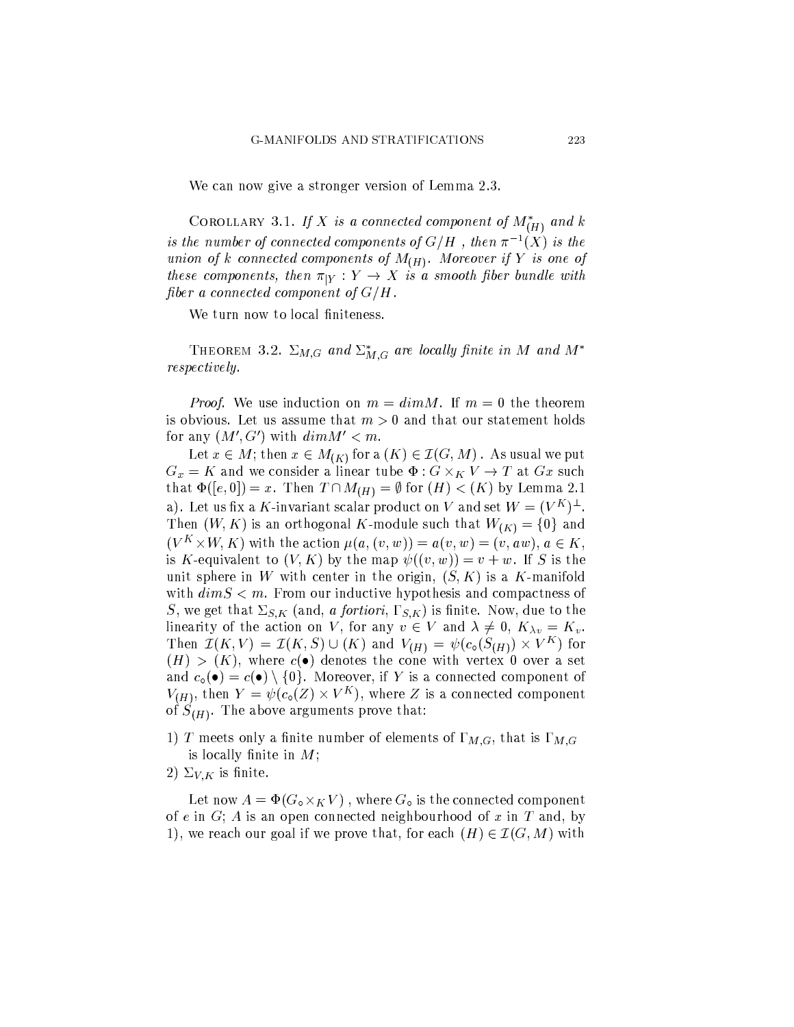We can now give a stronger version of Lemma 2.3.

Corollary 3.1. *If $X$ is a connected component of $M^*_{(H)}$ and $k$ is the number of connected components of $G/H$ , then $\pi^{-1}(X)$ is the union of $k$ connected components of $M_{(H)}$. Moreover if $Y$ is one of these components, then $\pi_{|Y} : Y \to X$ is a smooth fiber bundle with fiber a connected component of $G/H$.*

We turn now to local finiteness.

Theorem 3.2. *$\Sigma_{M,G}$ and $\Sigma^*_{M,G}$ are locally finite in $M$ and $M^*$ respectively.*

*Proof.* We use induction on $m = dim M$. If $m = 0$ the theorem is obvious. Let us assume that $m > 0$ and that our statement holds for any $(M', G')$ with $dim M' < m$.

Let $x \in M$; then $x \in M_{(K)}$ for a $(K) \in \mathcal{I}(G, M)$ . As usual we put $G_x = K$ and we consider a linear tube $\Phi : G \times_K V \to T$ at $Gx$ such that $\Phi([e, 0]) = x$. Then $T \cap M_{(H)} = \emptyset$ for $(H) < (K)$ by Lemma 2.1 a). Let us fix a $K$-invariant scalar product on $V$ and set $W = (V^K)^{\perp}$. Then $(W, K)$ is an orthogonal $K$-module such that $W_{(K)} = \{0\}$ and $(V^K \times W, K)$ with the action $\mu(a, (v, w)) = a(v, w) = (v, aw)$, $a \in K$, is $K$-equivalent to $(V, K)$ by the map $\psi((v, w)) = v + w$. If $S$ is the unit sphere in $W$ with center in the origin, $(S, K)$ is a $K$-manifold with $dim S < m$. From our inductive hypothesis and compactness of $S$, we get that $\Sigma_{S,K}$ (and, *a fortiori*, $\Gamma_{S,K}$) is finite. Now, due to the linearity of the action on $V$, for any $v \in V$ and $\lambda \neq 0$, $K_{\lambda v} = K_v$. Then $\mathcal{I}(K, V) = \mathcal{I}(K, S) \cup (K)$ and $V_{(H)} = \psi(c_\circ(S_{(H)}) \times V^K)$ for $(H) > (K)$, where $c(\bullet)$ denotes the cone with vertex 0 over a set and $c_\circ(\bullet) = c(\bullet) \setminus \{0\}$. Moreover, if $Y$ is a connected component of $V_{(H)}$, then $Y = \psi(c_\circ(Z) \times V^K)$, where $Z$ is a connected component of $S_{(H)}$. The above arguments prove that:

1) $T$ meets only a finite number of elements of $\Gamma_{M,G}$, that is $\Gamma_{M,G}$ is locally finite in $M$;
2) $\Sigma_{V,K}$ is finite.

Let now $A = \Phi(G_\circ \times_K V)$ , where $G_\circ$ is the connected component of $e$ in $G$; $A$ is an open connected neighbourhood of $x$ in $T$ and, by 1), we reach our goal if we prove that, for each $(H) \in \mathcal{I}(G, M)$ with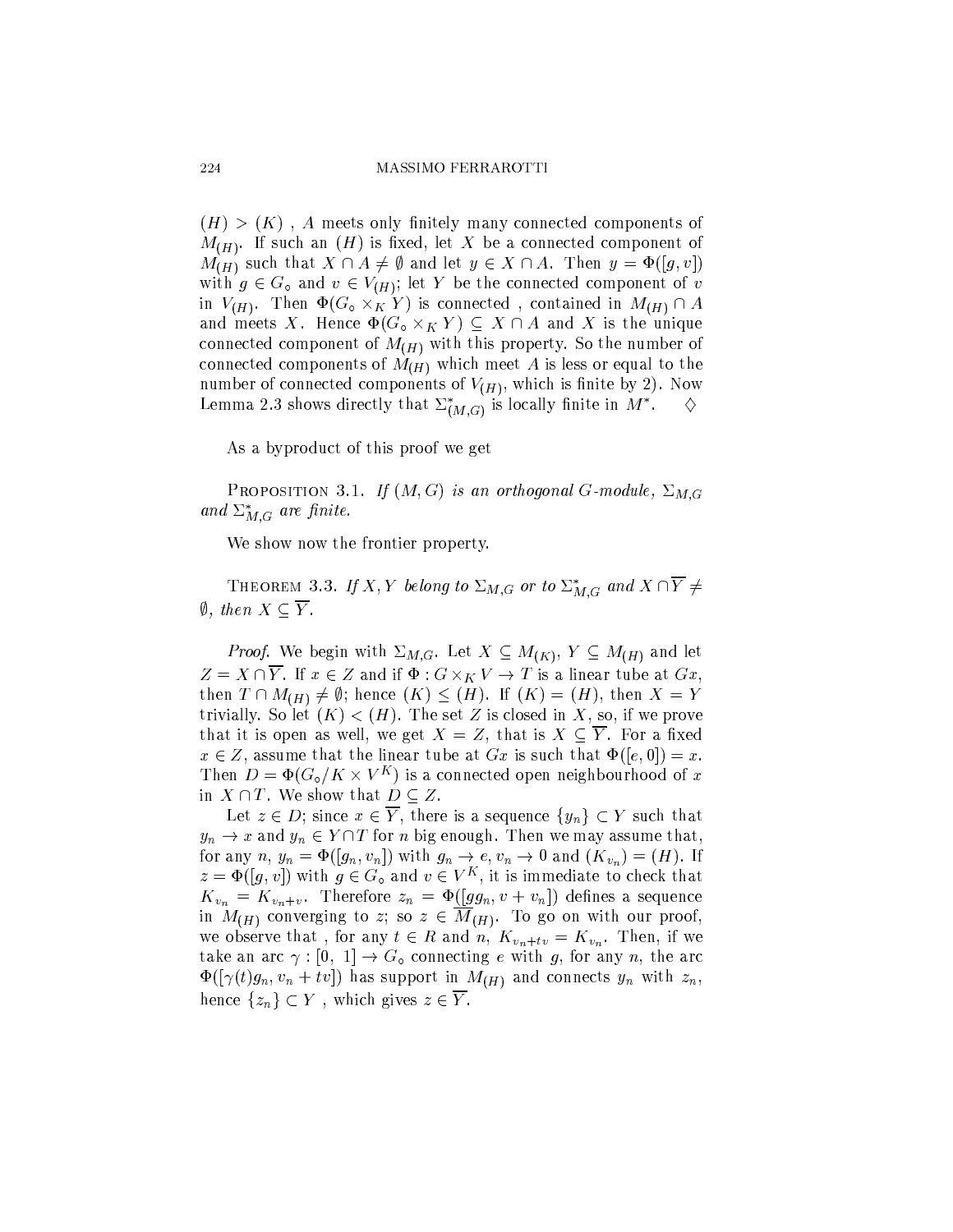$(H) > (K)$ , $A$ meets only finitely many connected components of $M_{(H)}$. If such an $(H)$ is fixed, let $X$ be a connected component of $M_{(H)}$ such that $X \cap A \neq \emptyset$ and let $y \in X \cap A$. Then $y = \Phi([g, v])$ with $g \in G_{\circ}$ and $v \in V_{(H)}$; let $Y$ be the connected component of $v$ in $V_{(H)}$. Then $\Phi(G_{\circ} \times_K Y)$ is connected , contained in $M_{(H)} \cap A$ and meets $X$. Hence $\Phi(G_{\circ} \times_K Y) \subseteq X \cap A$ and $X$ is the unique connected component of $M_{(H)}$ with this property. So the number of connected components of $M_{(H)}$ which meet $A$ is less or equal to the number of connected components of $V_{(H)}$, which is finite by 2). Now Lemma 2.3 shows directly that $\Sigma^*_{(M,G)}$ is locally finite in $M^*$. $\diamondsuit$

As a byproduct of this proof we get

Proposition 3.1. *If $(M, G)$ is an orthogonal $G$-module, $\Sigma_{M,G}$ and $\Sigma^*_{M,G}$ are finite.*

We show now the frontier property.

Theorem 3.3. *If $X, Y$ belong to $\Sigma_{M,G}$ or to $\Sigma^*_{M,G}$ and $X \cap \overline{Y} \neq \emptyset$, then $X \subseteq \overline{Y}$.*

*Proof.* We begin with $\Sigma_{M,G}$. Let $X \subseteq M_{(K)}$, $Y \subseteq M_{(H)}$ and let $Z = X \cap \overline{Y}$. If $x \in Z$ and if $\Phi : G \times_K V \to T$ is a linear tube at $Gx$, then $T \cap M_{(H)} \neq \emptyset$; hence $(K) \leq (H)$. If $(K) = (H)$, then $X = Y$ trivially. So let $(K) < (H)$. The set $Z$ is closed in $X$, so, if we prove that it is open as well, we get $X = Z$, that is $X \subseteq \overline{Y}$. For a fixed $x \in Z$, assume that the linear tube at $Gx$ is such that $\Phi([e, 0]) = x$. Then $D = \Phi(G_{\circ}/K \times V^K)$ is a connected open neighbourhood of $x$ in $X \cap T$. We show that $D \subseteq Z$.

Let $z \in D$; since $x \in \overline{Y}$, there is a sequence $\{y_n\} \subset Y$ such that $y_n \to x$ and $y_n \in Y \cap T$ for $n$ big enough. Then we may assume that, for any $n$, $y_n = \Phi([g_n, v_n])$ with $g_n \to e$, $v_n \to 0$ and $(K_{v_n}) = (H)$. If $z = \Phi([g, v])$ with $g \in G_{\circ}$ and $v \in V^K$, it is immediate to check that $K_{v_n} = K_{v_n + v}$. Therefore $z_n = \Phi([gg_n, v + v_n])$ defines a sequence in $M_{(H)}$ converging to $z$; so $z \in \overline{M}_{(H)}$. To go on with our proof, we observe that , for any $t \in R$ and $n$, $K_{v_n + tv} = K_{v_n}$. Then, if we take an arc $\gamma : [0,\ 1] \to G_{\circ}$ connecting $e$ with $g$, for any $n$, the arc $\Phi([\gamma(t)g_n, v_n + tv])$ has support in $M_{(H)}$ and connects $y_n$ with $z_n$, hence $\{z_n\} \subset Y$ , which gives $z \in \overline{Y}$.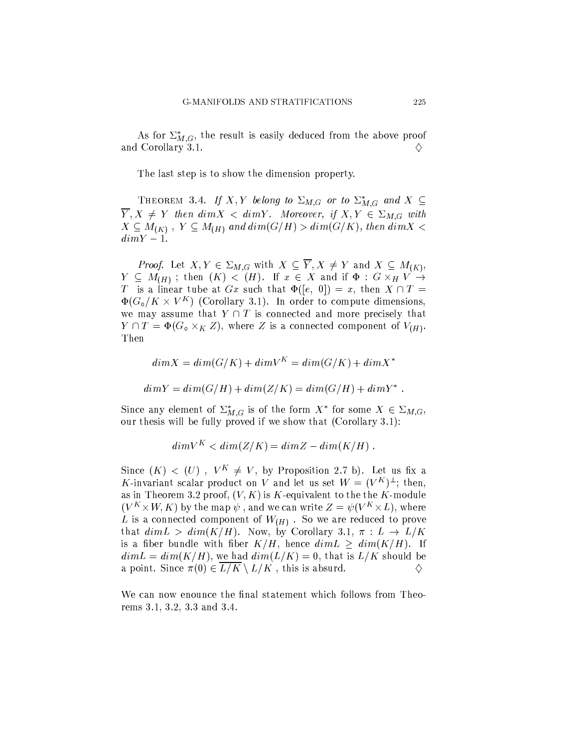As for $\Sigma^*_{M,G}$, the result is easily deduced from the above proof and Corollary 3.1. $\diamondsuit$

The last step is to show the dimension property.

THEOREM 3.4. *If $X, Y$ belong to $\Sigma_{M,G}$ or to $\Sigma^*_{M,G}$ and $X \subseteq \overline{Y}, X \neq Y$ then $dimX < dimY$. Moreover, if $X, Y \in \Sigma_{M,G}$ with $X \subseteq M_{(K)}$ , $Y \subseteq M_{(H)}$ and $dim(G/H) > dim(G/K)$, then $dimX < dimY - 1$.*

*Proof.* Let $X, Y \in \Sigma_{M,G}$ with $X \subseteq \overline{Y}, X \neq Y$ and $X \subseteq M_{(K)}$, $Y \subseteq M_{(H)}$ ; then $(K) < (H)$. If $x \in X$ and if $\Phi : G \times_H V \to T$ is a linear tube at $Gx$ such that $\Phi([e, 0]) = x$, then $X \cap T = \Phi(G_\circ/K \times V^K)$ (Corollary 3.1). In order to compute dimensions, we may assume that $Y \cap T$ is connected and more precisely that $Y \cap T = \Phi(G_\circ \times_K Z)$, where $Z$ is a connected component of $V_{(H)}$. Then

$$dimX = dim(G/K) + dimV^K = dim(G/K) + dimX^*$$

$$dimY = dim(G/H) + dim(Z/K) = dim(G/H) + dimY^* .$$

Since any element of $\Sigma^*_{M,G}$ is of the form $X^*$ for some $X \in \Sigma_{M,G}$, our thesis will be fully proved if we show that (Corollary 3.1):

$$dimV^K < dim(Z/K) = dimZ - dim(K/H) .$$

Since $(K) < (U)$ , $V^K \neq V$, by Proposition 2.7 b). Let us fix a $K$-invariant scalar product on $V$ and let us set $W = (V^K)^\perp$; then, as in Theorem 3.2 proof, $(V, K)$ is $K$-equivalent to the the $K$-module $(V^K \times W, K)$ by the map $\psi$ , and we can write $Z = \psi(V^K \times L)$, where $L$ is a connected component of $W_{(H)}$ . So we are reduced to prove that $dimL > dim(K/H)$. Now, by Corollary 3.1, $\pi : L \to L/K$ is a fiber bundle with fiber $K/H$, hence $dimL \geq dim(K/H)$. If $dimL = dim(K/H)$, we had $dim(L/K) = 0$, that is $L/K$ should be a point. Since $\pi(0) \in \overline{L/K} \setminus L/K$ , this is absurd. $\diamondsuit$

We can now enounce the final statement which follows from Theorems 3.1, 3.2, 3.3 and 3.4.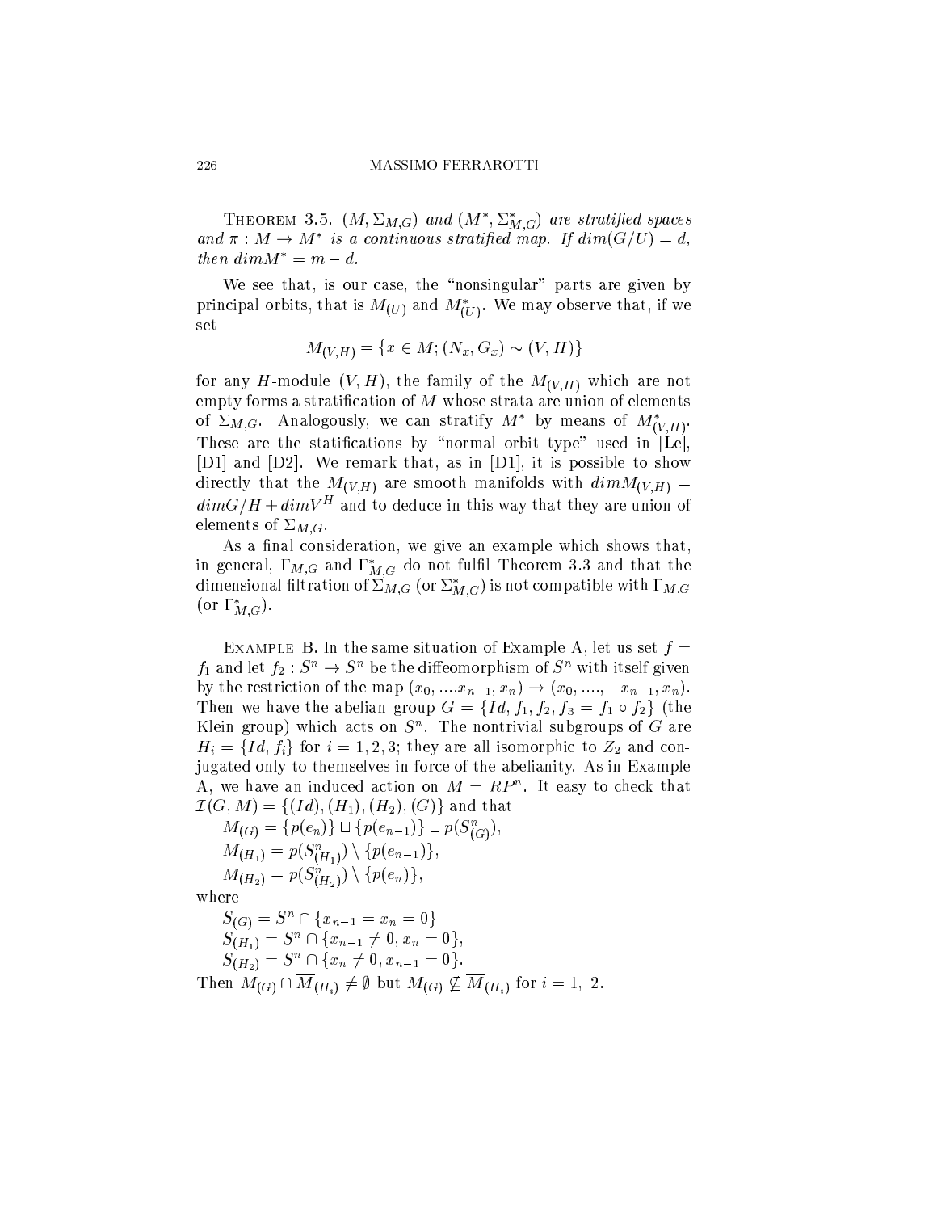THEOREM 3.5. *$(M, \Sigma_{M,G})$ and $(M^*, \Sigma^*_{M,G})$ are stratified spaces and $\pi : M \to M^*$ is a continuous stratified map. If $dim(G/U) = d$, then $dimM^* = m - d$.*

We see that, is our case, the "nonsingular" parts are given by principal orbits, that is $M_{(U)}$ and $M^*_{(U)}$. We may observe that, if we set

$$M_{(V,H)} = \{x \in M; (N_x, G_x) \sim (V, H)\}$$

for any $H$-module $(V, H)$, the family of the $M_{(V,H)}$ which are not empty forms a stratification of $M$ whose strata are union of elements of $\Sigma_{M,G}$. Analogously, we can stratify $M^*$ by means of $M^*_{(V,H)}$. These are the statifications by "normal orbit type" used in [Le], [D1] and [D2]. We remark that, as in [D1], it is possible to show directly that the $M_{(V,H)}$ are smooth manifolds with $dimM_{(V,H)} = dimG/H + dimV^H$ and to deduce in this way that they are union of elements of $\Sigma_{M,G}$.

As a final consideration, we give an example which shows that, in general, $\Gamma_{M,G}$ and $\Gamma^*_{M,G}$ do not fulfil Theorem 3.3 and that the dimensional filtration of $\Sigma_{M,G}$ (or $\Sigma^*_{M,G}$) is not compatible with $\Gamma_{M,G}$ (or $\Gamma^*_{M,G}$).

EXAMPLE B. In the same situation of Example A, let us set $f = f_1$ and let $f_2 : S^n \to S^n$ be the diffeomorphism of $S^n$ with itself given by the restriction of the map $(x_0, ....x_{n-1}, x_n) \to (x_0, ...., -x_{n-1}, x_n)$. Then we have the abelian group $G = \{Id, f_1, f_2, f_3 = f_1 \circ f_2\}$ (the Klein group) which acts on $S^n$. The nontrivial subgroups of $G$ are $H_i = \{Id, f_i\}$ for $i = 1, 2, 3$; they are all isomorphic to $Z_2$ and conjugated only to themselves in force of the abelianity. As in Example A, we have an induced action on $M = RP^n$. It easy to check that $\mathcal{I}(G, M) = \{(Id), (H_1), (H_2), (G)\}$ and that

$M_{(G)} = \{p(e_n)\} \sqcup \{p(e_{n-1})\} \sqcup p(S^n_{(G)})$,

$M_{(H_1)} = p(S^n_{(H_1)}) \setminus \{p(e_{n-1})\}$,

$M_{(H_2)} = p(S^n_{(H_2)}) \setminus \{p(e_n)\}$,

where

$S_{(G)} = S^n \cap \{x_{n-1} = x_n = 0\}$

$S_{(H_1)} = S^n \cap \{x_{n-1} \neq 0, x_n = 0\}$,

$S_{(H_2)} = S^n \cap \{x_n \neq 0, x_{n-1} = 0\}$.

Then $M_{(G)} \cap \overline{M}_{(H_i)} \neq \emptyset$ but $M_{(G)} \not\subseteq \overline{M}_{(H_i)}$ for $i = 1,\ 2$.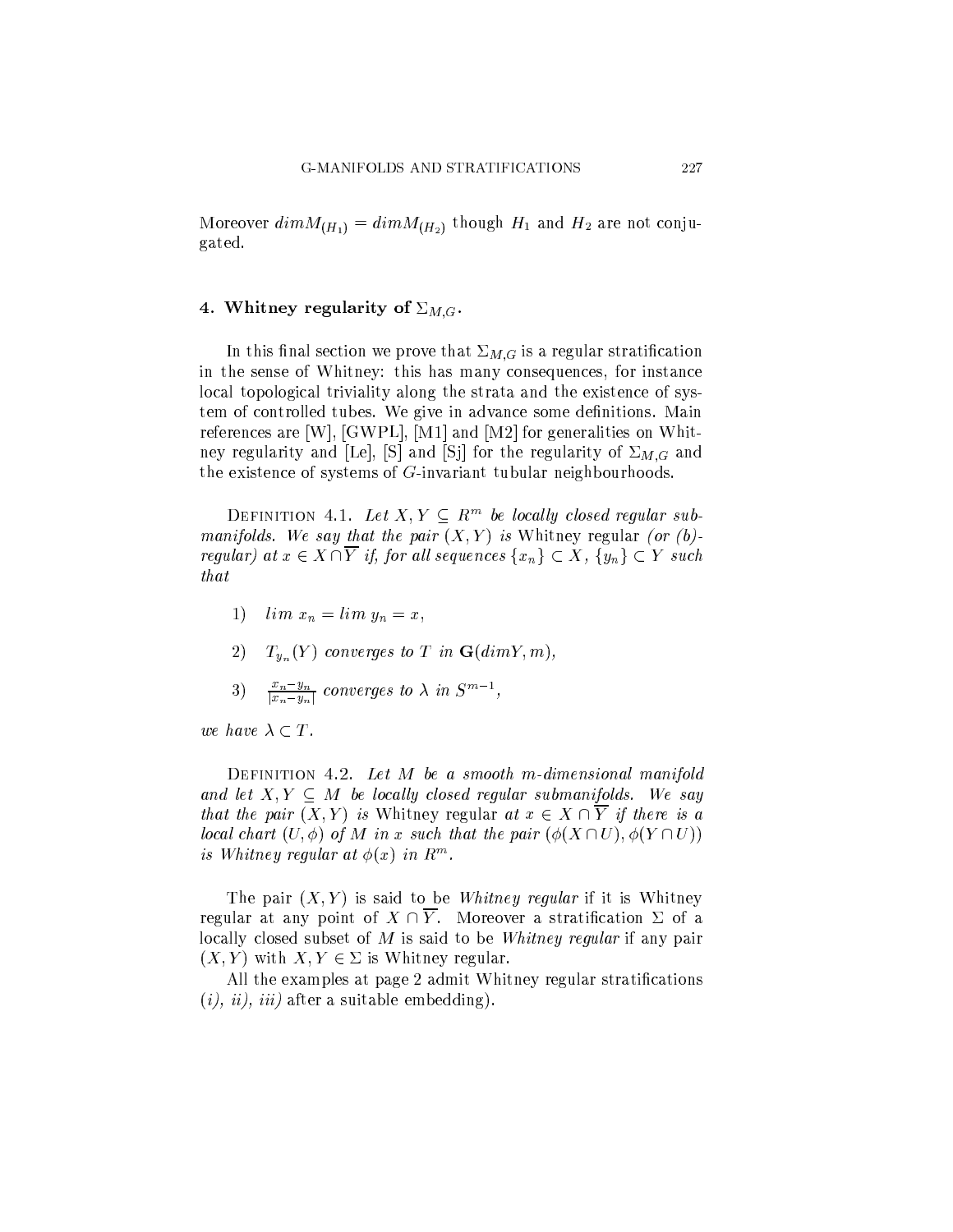Moreover $dim M_{(H_1)} = dim M_{(H_2)}$ though $H_1$ and $H_2$ are not conjugated.

## 4. Whitney regularity of $\Sigma_{M,G}$.

In this final section we prove that $\Sigma_{M,G}$ is a regular stratification in the sense of Whitney: this has many consequences, for instance local topological triviality along the strata and the existence of system of controlled tubes. We give in advance some definitions. Main references are [W], [GWPL], [M1] and [M2] for generalities on Whitney regularity and [Le], [S] and [Sj] for the regularity of $\Sigma_{M,G}$ and the existence of systems of $G$-invariant tubular neighbourhoods.

Definition 4.1. *Let $X, Y \subseteq R^m$ be locally closed regular submanifolds. We say that the pair $(X, Y)$ is* Whitney regular *(or (b)-regular) at $x \in X \cap \overline{Y}$ if, for all sequences $\{x_n\} \subset X$, $\{y_n\} \subset Y$ such that*

1) $lim\ x_n = lim\ y_n = x$,

2) *$T_{y_n}(Y)$ converges to $T$ in $\mathbf{G}(dim Y, m)$,*

3) *$\frac{x_n - y_n}{|x_n - y_n|}$ converges to $\lambda$ in $S^{m-1}$,*

*we have $\lambda \subset T$.*

Definition 4.2. *Let $M$ be a smooth $m$-dimensional manifold and let $X, Y \subseteq M$ be locally closed regular submanifolds. We say that the pair $(X, Y)$ is* Whitney regular *at $x \in X \cap \overline{Y}$ if there is a local chart $(U, \phi)$ of $M$ in $x$ such that the pair $(\phi(X \cap U), \phi(Y \cap U))$ is Whitney regular at $\phi(x)$ in $R^m$.*

The pair $(X, Y)$ is said to be *Whitney regular* if it is Whitney regular at any point of $X \cap \overline{Y}$. Moreover a stratification $\Sigma$ of a locally closed subset of $M$ is said to be *Whitney regular* if any pair $(X, Y)$ with $X, Y \in \Sigma$ is Whitney regular.

All the examples at page 2 admit Whitney regular stratifications (*i), ii), iii)* after a suitable embedding).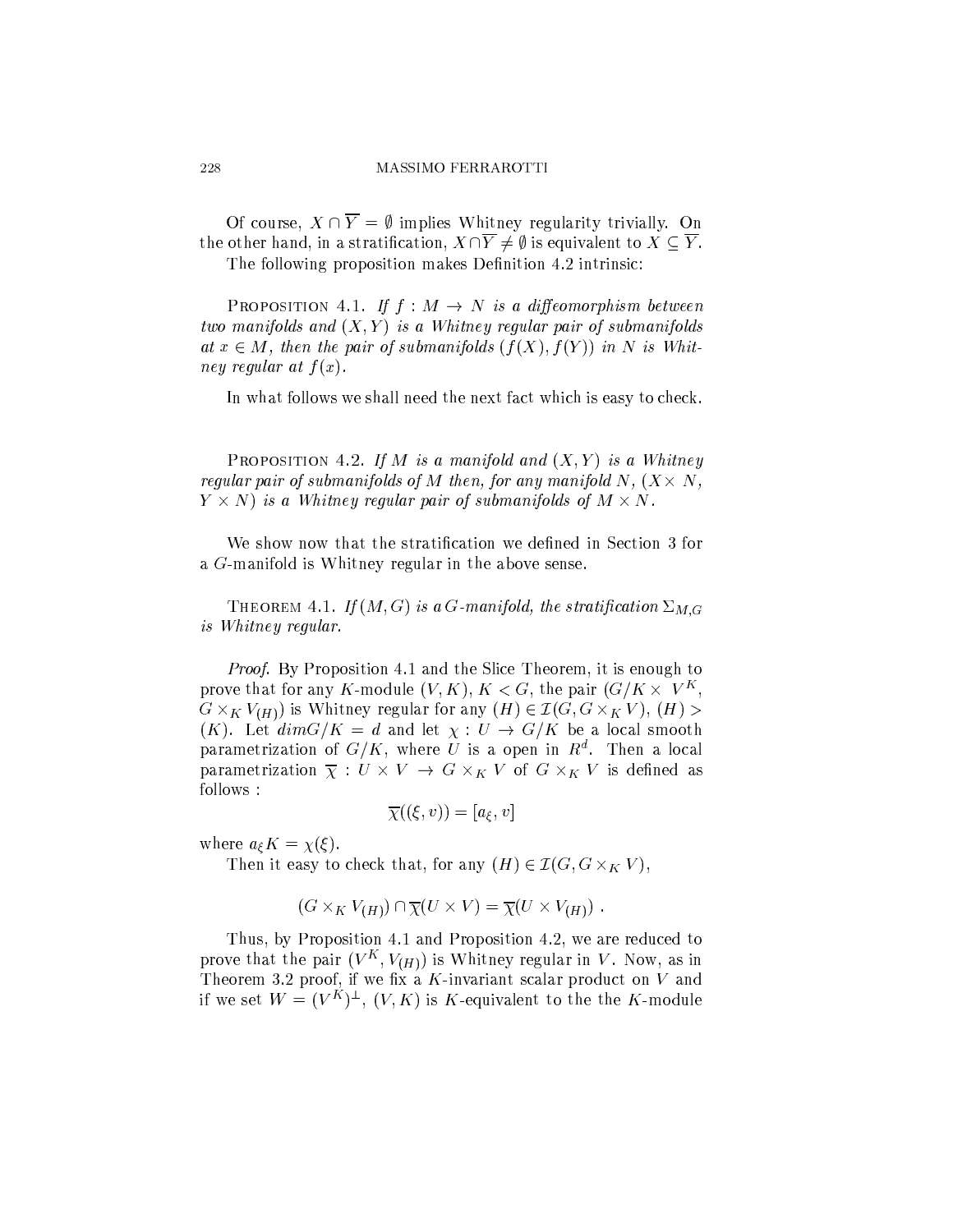Of course, $X \cap \overline{Y} = \emptyset$ implies Whitney regularity trivially. On the other hand, in a stratification, $X \cap \overline{Y} \neq \emptyset$ is equivalent to $X \subseteq \overline{Y}$.

The following proposition makes Definition 4.2 intrinsic:

Proposition 4.1. *If $f : M \to N$ is a diffeomorphism between two manifolds and $(X, Y)$ is a Whitney regular pair of submanifolds at $x \in M$, then the pair of submanifolds $(f(X), f(Y))$ in $N$ is Whitney regular at $f(x)$.*

In what follows we shall need the next fact which is easy to check.

Proposition 4.2. *If $M$ is a manifold and $(X, Y)$ is a Whitney regular pair of submanifolds of $M$ then, for any manifold $N$, $(X \times N$, $Y \times N)$ is a Whitney regular pair of submanifolds of $M \times N$.*

We show now that the stratification we defined in Section 3 for a $G$-manifold is Whitney regular in the above sense.

Theorem 4.1. *If $(M, G)$ is a $G$-manifold, the stratification $\Sigma_{M,G}$ is Whitney regular.*

*Proof.* By Proposition 4.1 and the Slice Theorem, it is enough to prove that for any $K$-module $(V, K)$, $K < G$, the pair $(G/K \times V^K$, $G \times_K V_{(H)})$ is Whitney regular for any $(H) \in \mathcal{I}(G, G \times_K V)$, $(H) > (K)$. Let $dim G/K = d$ and let $\chi : U \to G/K$ be a local smooth parametrization of $G/K$, where $U$ is a open in $R^d$. Then a local parametrization $\overline{\chi} : U \times V \to G \times_K V$ of $G \times_K V$ is defined as follows :

$$\overline{\chi}((\xi, v)) = [a_\xi, v]$$

where $a_\xi K = \chi(\xi)$.

Then it easy to check that, for any $(H) \in \mathcal{I}(G, G \times_K V)$,

$$(G \times_K V_{(H)}) \cap \overline{\chi}(U \times V) = \overline{\chi}(U \times V_{(H)}) .$$

Thus, by Proposition 4.1 and Proposition 4.2, we are reduced to prove that the pair $(V^K, V_{(H)})$ is Whitney regular in $V$. Now, as in Theorem 3.2 proof, if we fix a $K$-invariant scalar product on $V$ and if we set $W = (V^K)^\perp$, $(V, K)$ is $K$-equivalent to the the $K$-module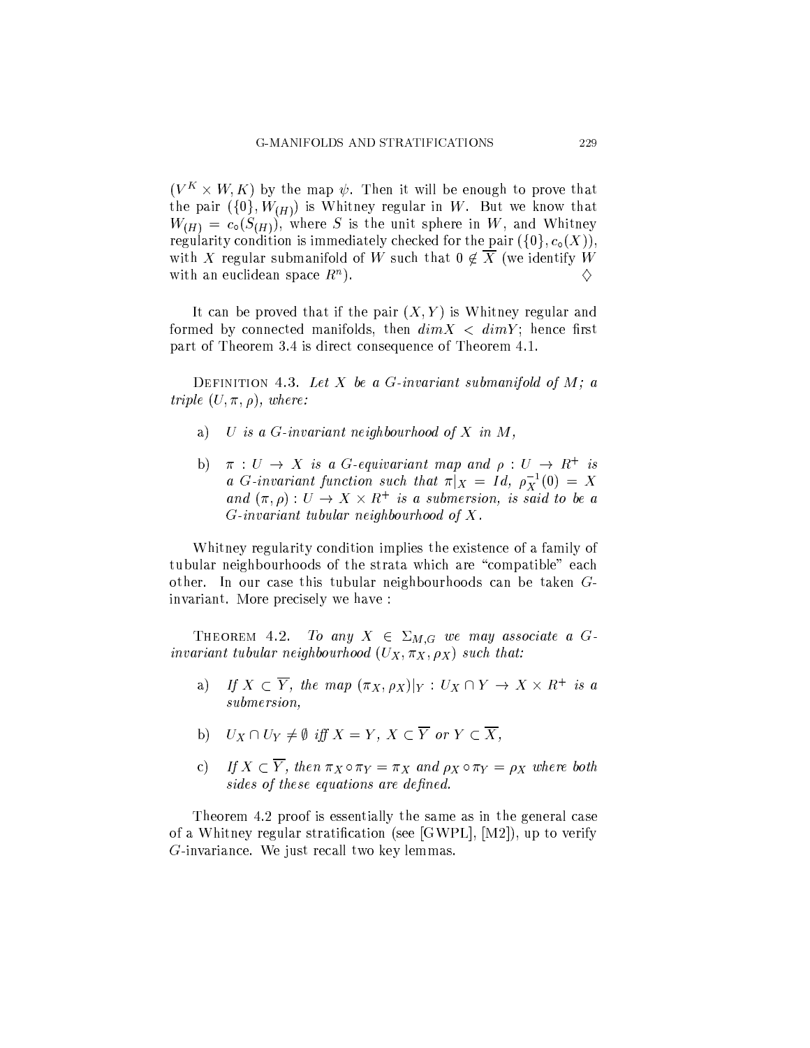$(V^K \times W, K)$ by the map $\psi$. Then it will be enough to prove that the pair $(\{0\}, W_{(H)})$ is Whitney regular in $W$. But we know that $W_{(H)} = c_\circ(S_{(H)})$, where $S$ is the unit sphere in $W$, and Whitney regularity condition is immediately checked for the pair $(\{0\}, c_\circ(X))$, with $X$ regular submanifold of $W$ such that $0 \notin \overline{X}$ (we identify $W$ with an euclidean space $R^n$). $\diamondsuit$

It can be proved that if the pair $(X, Y)$ is Whitney regular and formed by connected manifolds, then $dim X < dim Y$; hence first part of Theorem 3.4 is direct consequence of Theorem 4.1.

Definition 4.3. *Let $X$ be a $G$-invariant submanifold of $M$; a triple $(U, \pi, \rho)$, where:*

a) *$U$ is a $G$-invariant neighbourhood of $X$ in $M$,*

b) *$\pi : U \to X$ is a $G$-equivariant map and $\rho : U \to R^+$ is a $G$-invariant function such that $\pi|_X = Id$, $\rho_X^{-1}(0) = X$ and $(\pi, \rho) : U \to X \times R^+$ is a submersion, is said to be a $G$-invariant tubular neighbourhood of $X$.*

Whitney regularity condition implies the existence of a family of tubular neighbourhoods of the strata which are "compatible" each other. In our case this tubular neighbourhoods can be taken $G$-invariant. More precisely we have :

Theorem 4.2. *To any $X \in \Sigma_{M,G}$ we may associate a $G$-invariant tubular neighbourhood $(U_X, \pi_X, \rho_X)$ such that:*

a) *If $X \subset \overline{Y}$, the map $(\pi_X, \rho_X)|_Y : U_X \cap Y \to X \times R^+$ is a submersion,*

b) *$U_X \cap U_Y \neq \emptyset$ iff $X = Y$, $X \subset \overline{Y}$ or $Y \subset \overline{X}$,*

c) *If $X \subset \overline{Y}$, then $\pi_X \circ \pi_Y = \pi_X$ and $\rho_X \circ \pi_Y = \rho_X$ where both sides of these equations are defined.*

Theorem 4.2 proof is essentially the same as in the general case of a Whitney regular stratification (see [GWPL], [M2]), up to verify $G$-invariance. We just recall two key lemmas.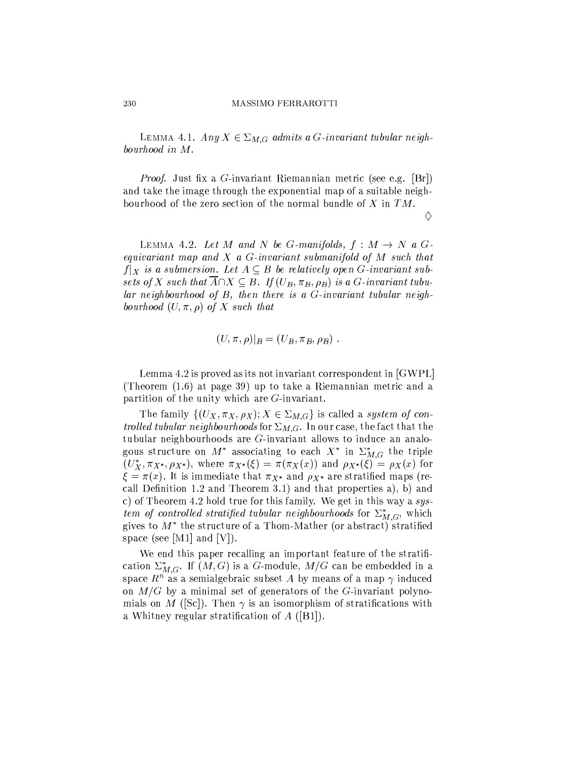Lemma 4.1. *Any $X \in \Sigma_{M,G}$ admits a $G$-invariant tubular neighbourhood in $M$.*

*Proof.* Just fix a $G$-invariant Riemannian metric (see e.g. [Br]) and take the image through the exponential map of a suitable neighbourhood of the zero section of the normal bundle of $X$ in $TM$.

$\diamondsuit$

Lemma 4.2. *Let $M$ and $N$ be $G$-manifolds, $f : M \to N$ a $G$-equivariant map and $X$ a $G$-invariant submanifold of $M$ such that $f|_X$ is a submersion. Let $A \subseteq B$ be relatively open $G$-invariant subsets of $X$ such that $\overline{A} \cap X \subseteq B$. If $(U_B, \pi_B, \rho_B)$ is a $G$-invariant tubular neighbourhood of $B$, then there is a $G$-invariant tubular neighbourhood $(U, \pi, \rho)$ of $X$ such that*

$$(U, \pi, \rho)|_B = (U_B, \pi_B, \rho_B) \ .$$

Lemma 4.2 is proved as its not invariant correspondent in [GWPL] (Theorem (1.6) at page 39) up to take a Riemannian metric and a partition of the unity which are $G$-invariant.

The family $\{(U_X, \pi_X, \rho_X); X \in \Sigma_{M,G}\}$ is called a *system of controlled tubular neighbourhoods* for $\Sigma_{M,G}$. In our case, the fact that the tubular neighbourhoods are $G$-invariant allows to induce an analogous structure on $M^*$ associating to each $X^*$ in $\Sigma^*_{M,G}$ the triple $(U^*_X, \pi_{X^*}, \rho_{X^*})$, where $\pi_{X^*}(\xi) = \pi(\pi_X(x))$ and $\rho_{X^*}(\xi) = \rho_X(x)$ for $\xi = \pi(x)$. It is immediate that $\pi_{X^*}$ and $\rho_{X^*}$ are stratified maps (recall Definition 1.2 and Theorem 3.1) and that properties a), b) and c) of Theorem 4.2 hold true for this family. We get in this way a *system of controlled stratified tubular neighbourhoods* for $\Sigma^*_{M,G}$, which gives to $M^*$ the structure of a Thom-Mather (or abstract) stratified space (see [M1] and [V]).

We end this paper recalling an important feature of the stratification $\Sigma^*_{M,G}$. If $(M, G)$ is a $G$-module, $M/G$ can be embedded in a space $R^n$ as a semialgebraic subset $A$ by means of a map $\gamma$ induced on $M/G$ by a minimal set of generators of the $G$-invariant polynomials on $M$ ([Sc]). Then $\gamma$ is an isomorphism of stratifications with a Whitney regular stratification of $A$ ([B1]).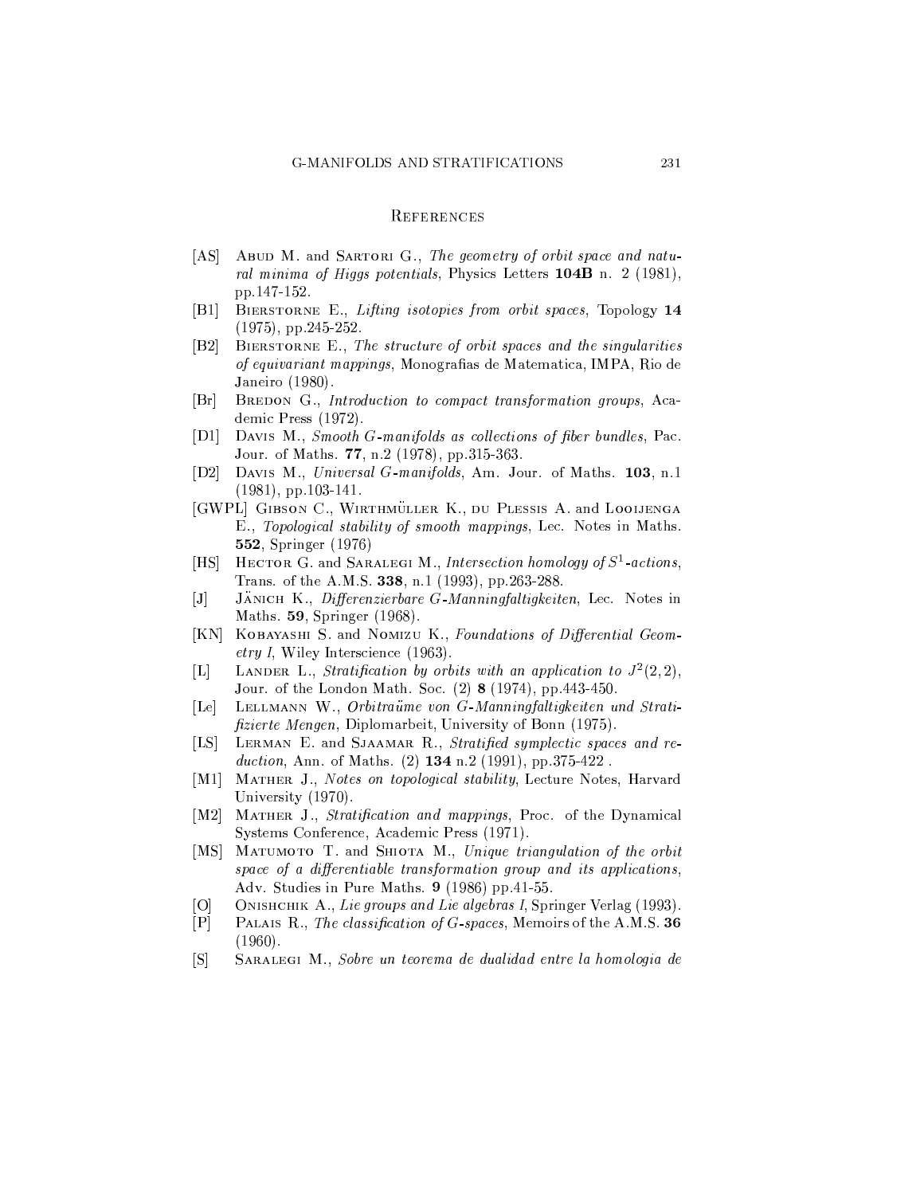## References

- [AS] Abud M. and Sartori G., *The geometry of orbit space and natural minima of Higgs potentials*, Physics Letters **104B** n. 2 (1981), pp.147-152.
- [B1] Bierstorne E., *Lifting isotopies from orbit spaces*, Topology **14** (1975), pp.245-252.
- [B2] Bierstorne E., *The structure of orbit spaces and the singularities of equivariant mappings*, Monografias de Matematica, IMPA, Rio de Janeiro (1980).
- [Br] Bredon G., *Introduction to compact transformation groups*, Academic Press (1972).
- [D1] Davis M., *Smooth G-manifolds as collections of fiber bundles*, Pac. Jour. of Maths. **77**, n.2 (1978), pp.315-363.
- [D2] Davis M., *Universal G-manifolds*, Am. Jour. of Maths. **103**, n.1 (1981), pp.103-141.
- [GWPL] Gibson C., Wirthmüller K., du Plessis A. and Looijenga E., *Topological stability of smooth mappings*, Lec. Notes in Maths. **552**, Springer (1976)
- [HS] Hector G. and Saralegi M., *Intersection homology of $S^1$-actions*, Trans. of the A.M.S. **338**, n.1 (1993), pp.263-288.
- [J] Jänich K., *Differenzierbare G-Manningfaltigkeiten*, Lec. Notes in Maths. **59**, Springer (1968).
- [KN] Kobayashi S. and Nomizu K., *Foundations of Differential Geometry I*, Wiley Interscience (1963).
- [L] Lander L., *Stratification by orbits with an application to $J^2(2,2)$*, Jour. of the London Math. Soc. (2) **8** (1974), pp.443-450.
- [Le] Lellmann W., *Orbitraüme von G-Manningfaltigkeiten und Stratifizierte Mengen*, Diplomarbeit, University of Bonn (1975).
- [LS] Lerman E. and Sjaamar R., *Stratified symplectic spaces and reduction*, Ann. of Maths. (2) **134** n.2 (1991), pp.375-422 .
- [M1] Mather J., *Notes on topological stability*, Lecture Notes, Harvard University (1970).
- [M2] Mather J., *Stratification and mappings*, Proc. of the Dynamical Systems Conference, Academic Press (1971).
- [MS] Matumoto T. and Shiota M., *Unique triangulation of the orbit space of a differentiable transformation group and its applications*, Adv. Studies in Pure Maths. **9** (1986) pp.41-55.
- [O] Onishchik A., *Lie groups and Lie algebras I*, Springer Verlag (1993).
- [P] Palais R., *The classification of G-spaces*, Memoirs of the A.M.S. **36** (1960).
- [S] Saralegi M., *Sobre un teorema de dualidad entre la homologia de*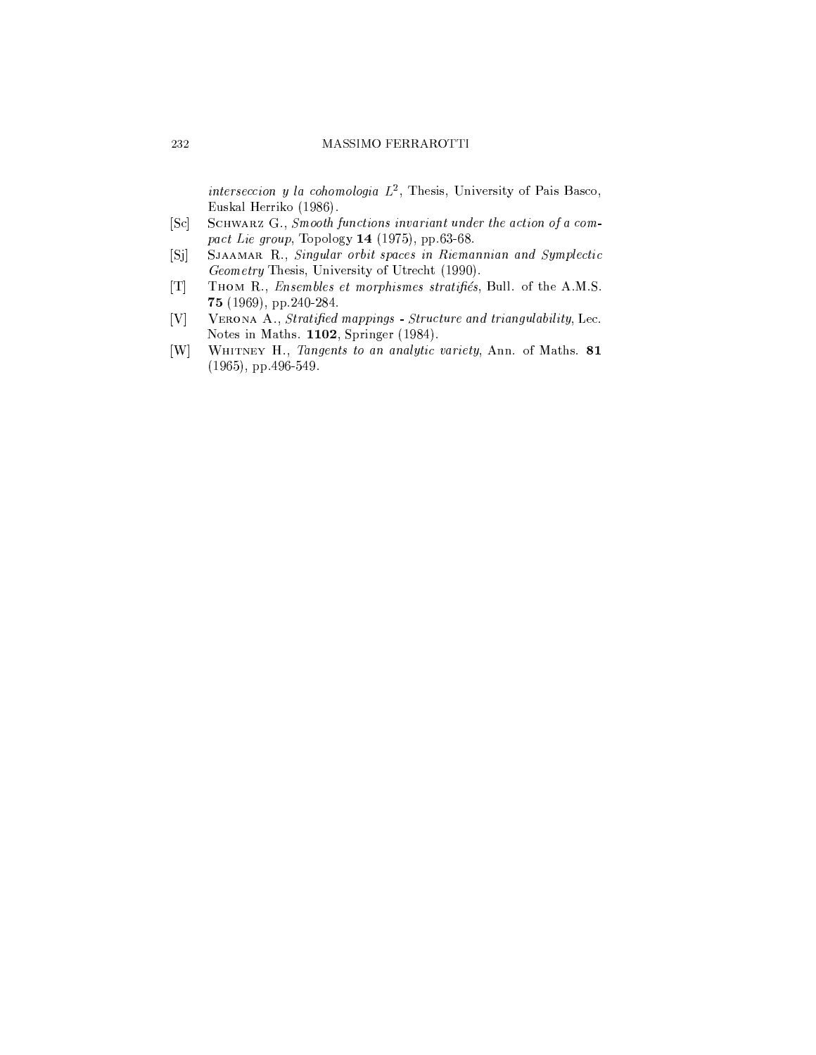*interseccion y la cohomologia* $L^2$, Thesis, University of Pais Basco, Euskal Herriko (1986).

[Sc] Schwarz G., *Smooth functions invariant under the action of a compact Lie group*, Topology **14** (1975), pp.63-68.

[Sj] Sjaamar R., *Singular orbit spaces in Riemannian and Symplectic Geometry* Thesis, University of Utrecht (1990).

[T] Thom R., *Ensembles et morphismes stratifiés*, Bull. of the A.M.S. **75** (1969), pp.240-284.

[V] Verona A., *Stratified mappings - Structure and triangulability*, Lec. Notes in Maths. **1102**, Springer (1984).

[W] Whitney H., *Tangents to an analytic variety*, Ann. of Maths. **81** (1965), pp.496-549.